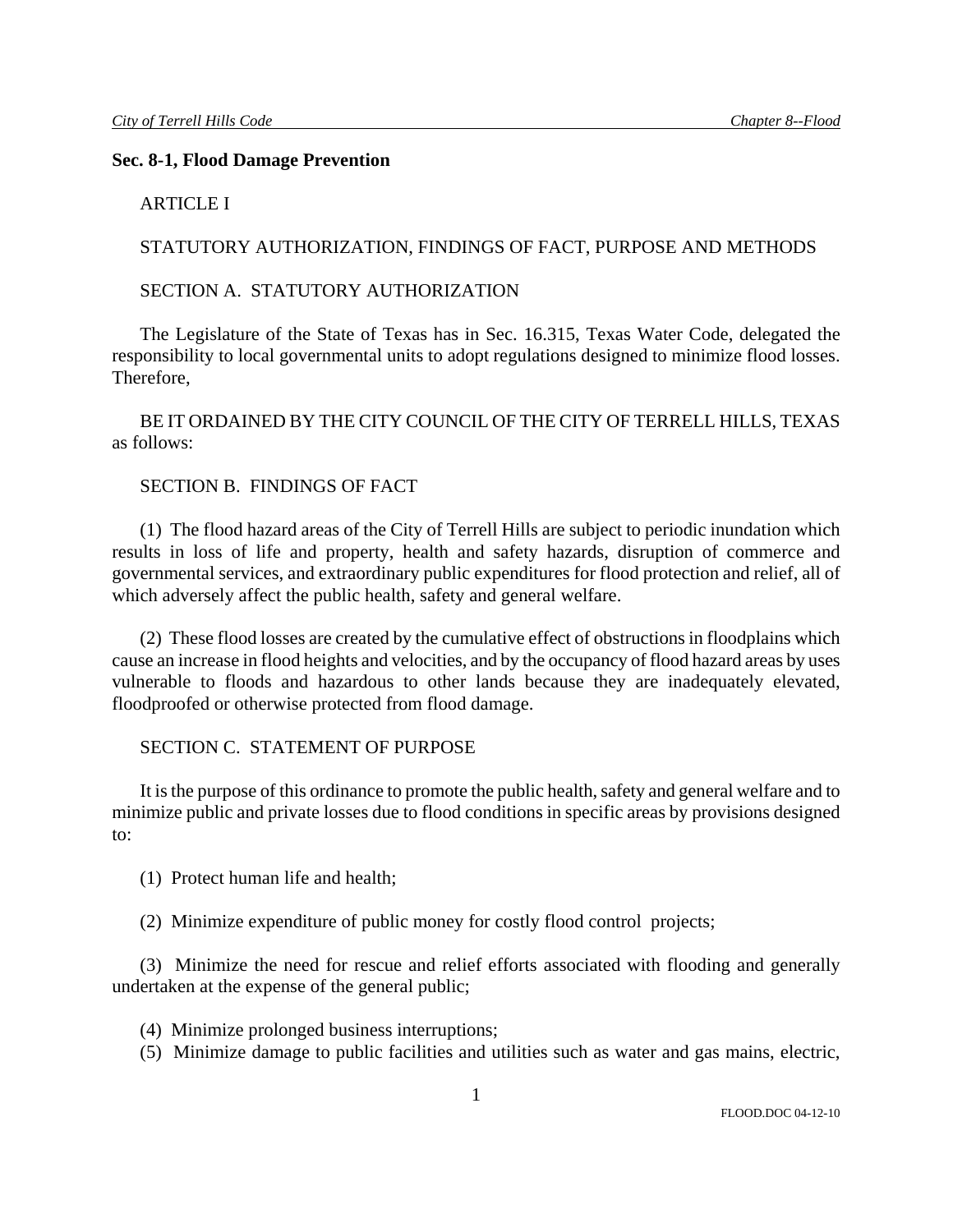## Sec. 8-1, Flood Damage Prevention

ARTICLE I

STATUTORY AUTHORIZATION, FINDINGS OF FACT, PURPOSE AND METHODS

SECTION A. STATUTORY AUTHORIZATION

The Legislature of the State of Texas has in Sec. 16.315, Texas Water Code, delegated the responsibility to local governmental units to adopt regulations designed to minimize flood losses. Therefore,

BE IT ORDAINED BY THE CITY COUNCIL OF THE CITY OF TERRELL HILLS, TEXAS as follows:

SECTION B. FINDINGS OF FACT

(1) The flood hazard areas of the City of Terrell Hills are subject to periodic inundation which results in loss of life and property, health and safety hazards, disruption of commerce and governmental services, and extraordinary public expenditures for flood protection and relief, all of which adversely affect the public health, safety and general welfare.

(2) These flood losses are created by the cumulative effect of obstructions in floodplains which cause an increase in flood heights and velocities, and by the occupancy of flood hazard areas by uses vulnerable to floods and hazardous to other lands because they are inadequately elevated, floodproofed or otherwise protected from flood damage.

SECTION C. STATEMENT OF PURPOSE

It is the purpose of this ordinance to promote the public health, safety and general welfare and to minimize public and private losses due to flood conditions in specific areas by provisions designed to:

(1) Protect human life and health;

(2) Minimize expenditure of public money for costly flood control projects;

(3) Minimize the need for rescue and relief efforts associated with flooding and generally undertaken at the expense of the general public;

(4) Minimize prolonged business interruptions;

(5) Minimize damage to public facilities and utilities such as water and gas mains, electric,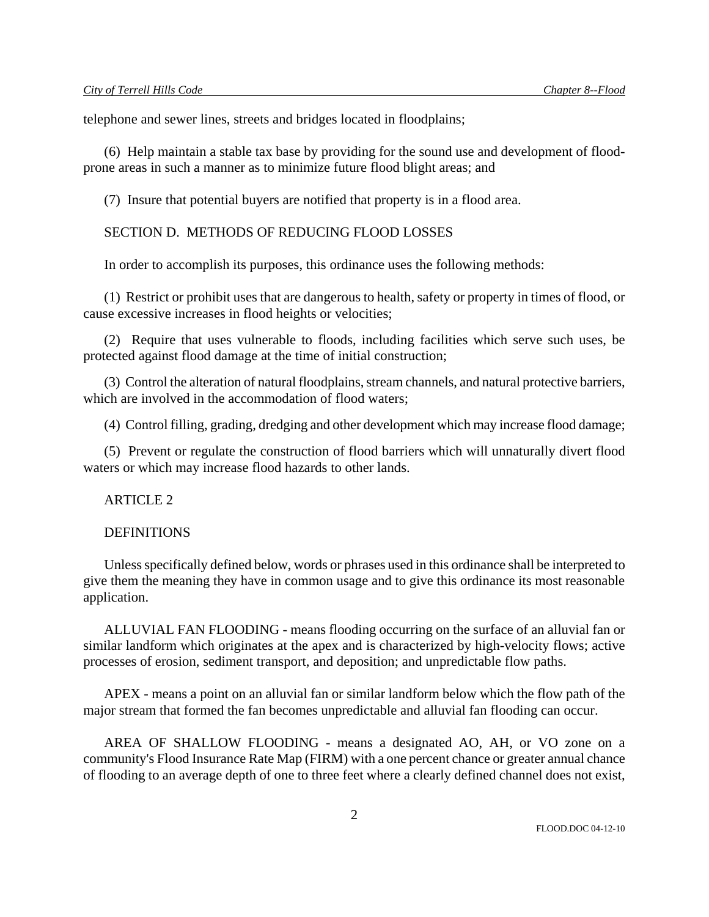telephone and sewer lines, streets and bridges located in floodplains;

(6) Help maintain a stable tax base by providing for the sound use and development of flood-prone areas in such a manner as to minimize future flood blight areas; and

(7) Insure that potential buyers are notified that property is in a flood area.

## SECTION D. METHODS OF REDUCING FLOOD LOSSES

In order to accomplish its purposes, this ordinance uses the following methods:

(1) Restrict or prohibit uses that are dangerous to health, safety or property in times of flood, or cause excessive increases in flood heights or velocities;

(2) Require that uses vulnerable to floods, including facilities which serve such uses, be protected against flood damage at the time of initial construction;

(3) Control the alteration of natural floodplains, stream channels, and natural protective barriers, which are involved in the accommodation of flood waters;

(4) Control filling, grading, dredging and other development which may increase flood damage;

(5) Prevent or regulate the construction of flood barriers which will unnaturally divert flood waters or which may increase flood hazards to other lands.

# ARTICLE 2

## DEFINITIONS

Unless specifically defined below, words or phrases used in this ordinance shall be interpreted to give them the meaning they have in common usage and to give this ordinance its most reasonable application.

ALLUVIAL FAN FLOODING - means flooding occurring on the surface of an alluvial fan or similar landform which originates at the apex and is characterized by high-velocity flows; active processes of erosion, sediment transport, and deposition; and unpredictable flow paths.

APEX - means a point on an alluvial fan or similar landform below which the flow path of the major stream that formed the fan becomes unpredictable and alluvial fan flooding can occur.

AREA OF SHALLOW FLOODING - means a designated AO, AH, or VO zone on a community's Flood Insurance Rate Map (FIRM) with a one percent chance or greater annual chance of flooding to an average depth of one to three feet where a clearly defined channel does not exist,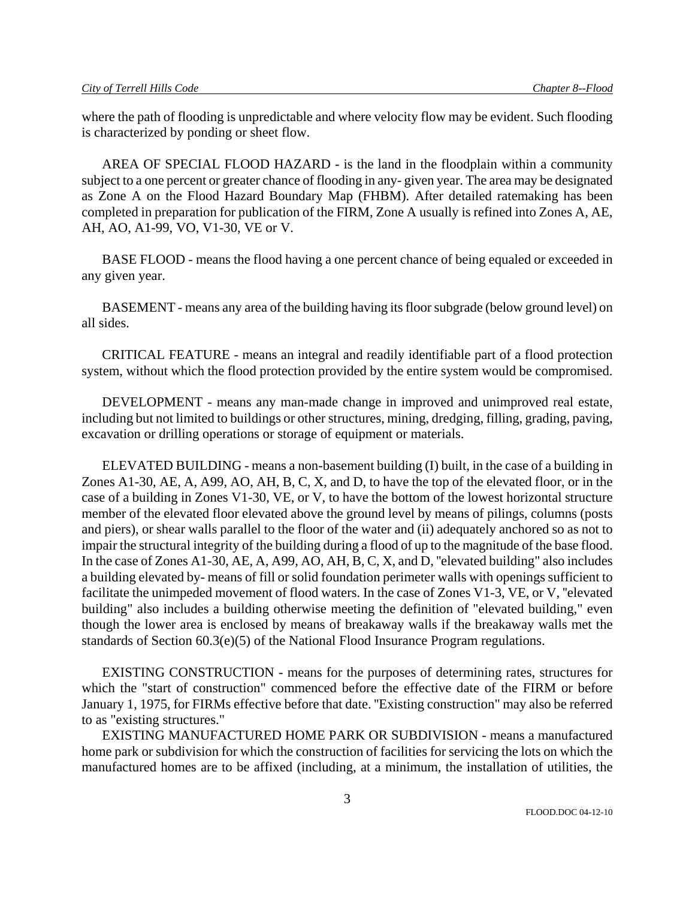where the path of flooding is unpredictable and where velocity flow may be evident. Such flooding is characterized by ponding or sheet flow.

AREA OF SPECIAL FLOOD HAZARD - is the land in the floodplain within a community subject to a one percent or greater chance of flooding in any- given year. The area may be designated as Zone A on the Flood Hazard Boundary Map (FHBM). After detailed ratemaking has been completed in preparation for publication of the FIRM, Zone A usually is refined into Zones A, AE, AH, AO, A1-99, VO, V1-30, VE or V.

BASE FLOOD - means the flood having a one percent chance of being equaled or exceeded in any given year.

BASEMENT - means any area of the building having its floor subgrade (below ground level) on all sides.

CRITICAL FEATURE - means an integral and readily identifiable part of a flood protection system, without which the flood protection provided by the entire system would be compromised.

DEVELOPMENT - means any man-made change in improved and unimproved real estate, including but not limited to buildings or other structures, mining, dredging, filling, grading, paving, excavation or drilling operations or storage of equipment or materials.

ELEVATED BUILDING - means a non-basement building (I) built, in the case of a building in Zones A1-30, AE, A, A99, AO, AH, B, C, X, and D, to have the top of the elevated floor, or in the case of a building in Zones V1-30, VE, or V, to have the bottom of the lowest horizontal structure member of the elevated floor elevated above the ground level by means of pilings, columns (posts and piers), or shear walls parallel to the floor of the water and (ii) adequately anchored so as not to impair the structural integrity of the building during a flood of up to the magnitude of the base flood. In the case of Zones A1-30, AE, A, A99, AO, AH, B, C, X, and D, "elevated building" also includes a building elevated by- means of fill or solid foundation perimeter walls with openings sufficient to facilitate the unimpeded movement of flood waters. In the case of Zones V1-3, VE, or V, "elevated building" also includes a building otherwise meeting the definition of "elevated building," even though the lower area is enclosed by means of breakaway walls if the breakaway walls met the standards of Section 60.3(e)(5) of the National Flood Insurance Program regulations.

EXISTING CONSTRUCTION - means for the purposes of determining rates, structures for which the "start of construction" commenced before the effective date of the FIRM or before January 1, 1975, for FIRMs effective before that date. "Existing construction" may also be referred to as "existing structures."

EXISTING MANUFACTURED HOME PARK OR SUBDIVISION - means a manufactured home park or subdivision for which the construction of facilities for servicing the lots on which the manufactured homes are to be affixed (including, at a minimum, the installation of utilities, the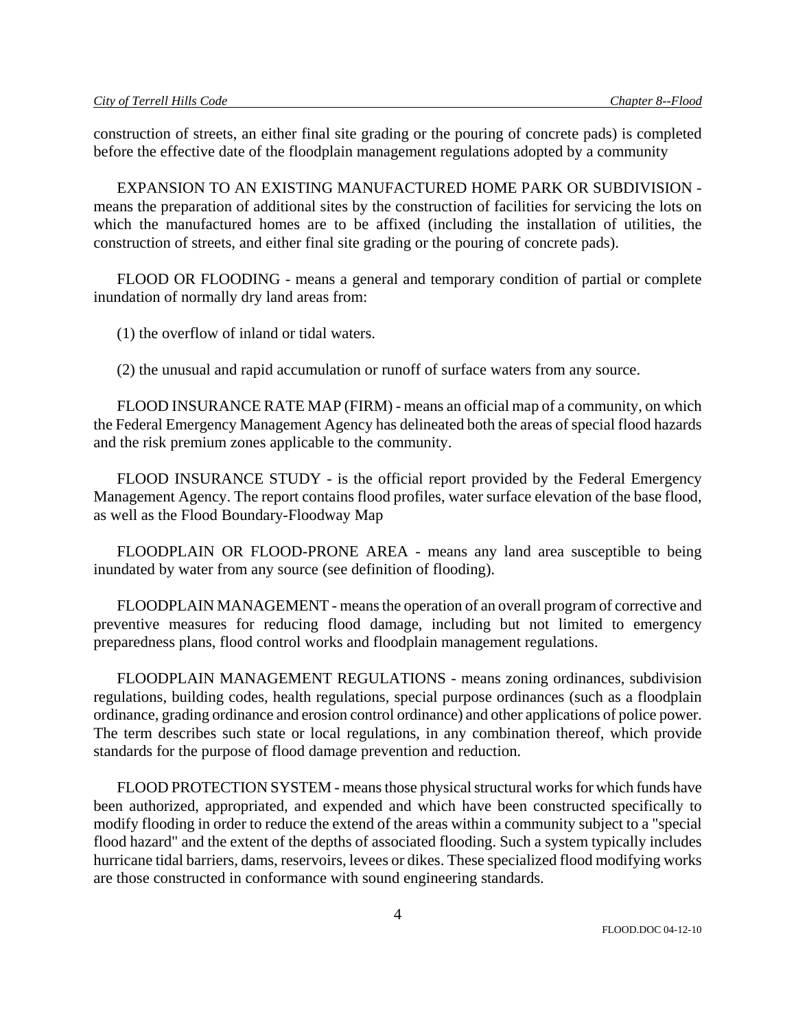construction of streets, an either final site grading or the pouring of concrete pads) is completed before the effective date of the floodplain management regulations adopted by a community

EXPANSION TO AN EXISTING MANUFACTURED HOME PARK OR SUBDIVISION - means the preparation of additional sites by the construction of facilities for servicing the lots on which the manufactured homes are to be affixed (including the installation of utilities, the construction of streets, and either final site grading or the pouring of concrete pads).

FLOOD OR FLOODING - means a general and temporary condition of partial or complete inundation of normally dry land areas from:

(1) the overflow of inland or tidal waters.

(2) the unusual and rapid accumulation or runoff of surface waters from any source.

FLOOD INSURANCE RATE MAP (FIRM) - means an official map of a community, on which the Federal Emergency Management Agency has delineated both the areas of special flood hazards and the risk premium zones applicable to the community.

FLOOD INSURANCE STUDY - is the official report provided by the Federal Emergency Management Agency. The report contains flood profiles, water surface elevation of the base flood, as well as the Flood Boundary-Floodway Map

FLOODPLAIN OR FLOOD-PRONE AREA - means any land area susceptible to being inundated by water from any source (see definition of flooding).

FLOODPLAIN MANAGEMENT - means the operation of an overall program of corrective and preventive measures for reducing flood damage, including but not limited to emergency preparedness plans, flood control works and floodplain management regulations.

FLOODPLAIN MANAGEMENT REGULATIONS - means zoning ordinances, subdivision regulations, building codes, health regulations, special purpose ordinances (such as a floodplain ordinance, grading ordinance and erosion control ordinance) and other applications of police power. The term describes such state or local regulations, in any combination thereof, which provide standards for the purpose of flood damage prevention and reduction.

FLOOD PROTECTION SYSTEM - means those physical structural works for which funds have been authorized, appropriated, and expended and which have been constructed specifically to modify flooding in order to reduce the extend of the areas within a community subject to a "special flood hazard" and the extent of the depths of associated flooding. Such a system typically includes hurricane tidal barriers, dams, reservoirs, levees or dikes. These specialized flood modifying works are those constructed in conformance with sound engineering standards.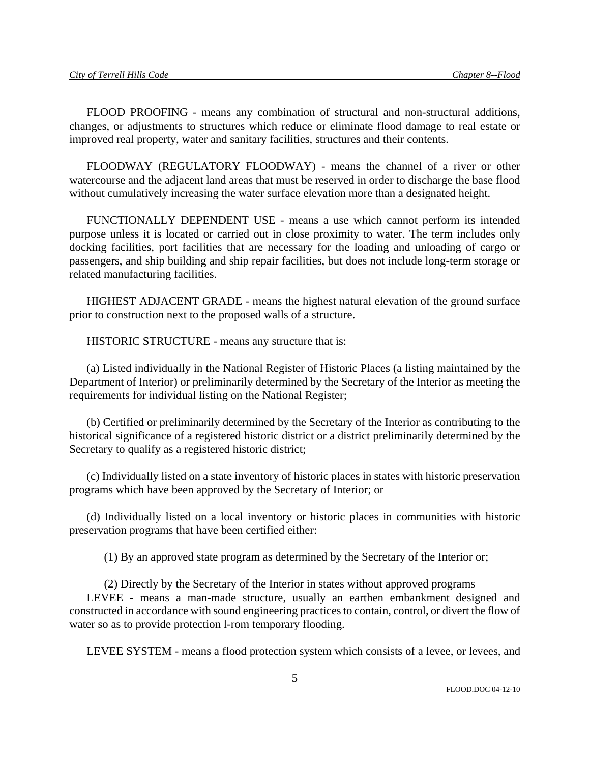FLOOD PROOFING - means any combination of structural and non-structural additions, changes, or adjustments to structures which reduce or eliminate flood damage to real estate or improved real property, water and sanitary facilities, structures and their contents.

FLOODWAY (REGULATORY FLOODWAY) - means the channel of a river or other watercourse and the adjacent land areas that must be reserved in order to discharge the base flood without cumulatively increasing the water surface elevation more than a designated height.

FUNCTIONALLY DEPENDENT USE - means a use which cannot perform its intended purpose unless it is located or carried out in close proximity to water. The term includes only docking facilities, port facilities that are necessary for the loading and unloading of cargo or passengers, and ship building and ship repair facilities, but does not include long-term storage or related manufacturing facilities.

HIGHEST ADJACENT GRADE - means the highest natural elevation of the ground surface prior to construction next to the proposed walls of a structure.

HISTORIC STRUCTURE - means any structure that is:

(a) Listed individually in the National Register of Historic Places (a listing maintained by the Department of Interior) or preliminarily determined by the Secretary of the Interior as meeting the requirements for individual listing on the National Register;

(b) Certified or preliminarily determined by the Secretary of the Interior as contributing to the historical significance of a registered historic district or a district preliminarily determined by the Secretary to qualify as a registered historic district;

(c) Individually listed on a state inventory of historic places in states with historic preservation programs which have been approved by the Secretary of Interior; or

(d) Individually listed on a local inventory or historic places in communities with historic preservation programs that have been certified either:

(1) By an approved state program as determined by the Secretary of the Interior or;

(2) Directly by the Secretary of the Interior in states without approved programs

LEVEE - means a man-made structure, usually an earthen embankment designed and constructed in accordance with sound engineering practices to contain, control, or divert the flow of water so as to provide protection l-rom temporary flooding.

LEVEE SYSTEM - means a flood protection system which consists of a levee, or levees, and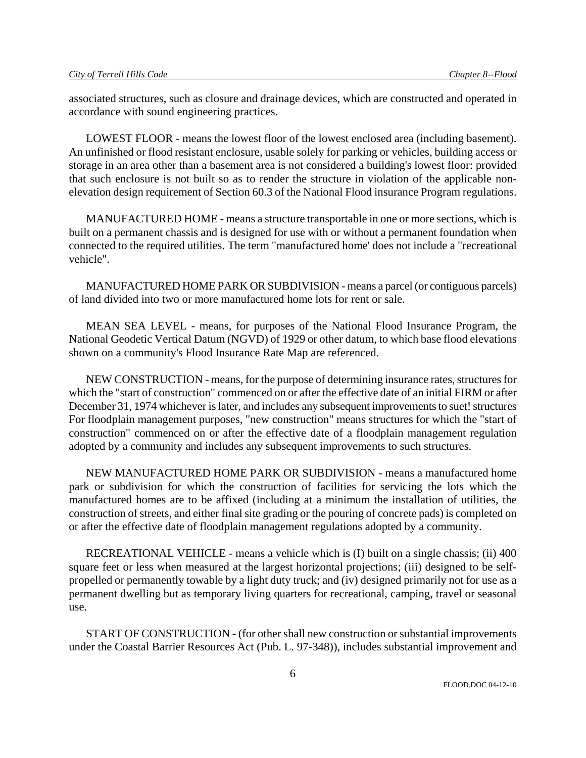associated structures, such as closure and drainage devices, which are constructed and operated in accordance with sound engineering practices.

LOWEST FLOOR - means the lowest floor of the lowest enclosed area (including basement). An unfinished or flood resistant enclosure, usable solely for parking or vehicles, building access or storage in an area other than a basement area is not considered a building's lowest floor: provided that such enclosure is not built so as to render the structure in violation of the applicable non-elevation design requirement of Section 60.3 of the National Flood insurance Program regulations.

MANUFACTURED HOME - means a structure transportable in one or more sections, which is built on a permanent chassis and is designed for use with or without a permanent foundation when connected to the required utilities. The term "manufactured home' does not include a "recreational vehicle".

MANUFACTURED HOME PARK OR SUBDIVISION - means a parcel (or contiguous parcels) of land divided into two or more manufactured home lots for rent or sale.

MEAN SEA LEVEL - means, for purposes of the National Flood Insurance Program, the National Geodetic Vertical Datum (NGVD) of 1929 or other datum, to which base flood elevations shown on a community's Flood Insurance Rate Map are referenced.

NEW CONSTRUCTION - means, for the purpose of determining insurance rates, structures for which the "start of construction" commenced on or after the effective date of an initial FIRM or after December 31, 1974 whichever is later, and includes any subsequent improvements to suet! structures For floodplain management purposes, "new construction" means structures for which the "start of construction" commenced on or after the effective date of a floodplain management regulation adopted by a community and includes any subsequent improvements to such structures.

NEW MANUFACTURED HOME PARK OR SUBDIVISION - means a manufactured home park or subdivision for which the construction of facilities for servicing the lots which the manufactured homes are to be affixed (including at a minimum the installation of utilities, the construction of streets, and either final site grading or the pouring of concrete pads) is completed on or after the effective date of floodplain management regulations adopted by a community.

RECREATIONAL VEHICLE - means a vehicle which is (I) built on a single chassis; (ii) 400 square feet or less when measured at the largest horizontal projections; (iii) designed to be self-propelled or permanently towable by a light duty truck; and (iv) designed primarily not for use as a permanent dwelling but as temporary living quarters for recreational, camping, travel or seasonal use.

START OF CONSTRUCTION - (for other shall new construction or substantial improvements under the Coastal Barrier Resources Act (Pub. L. 97-348)), includes substantial improvement and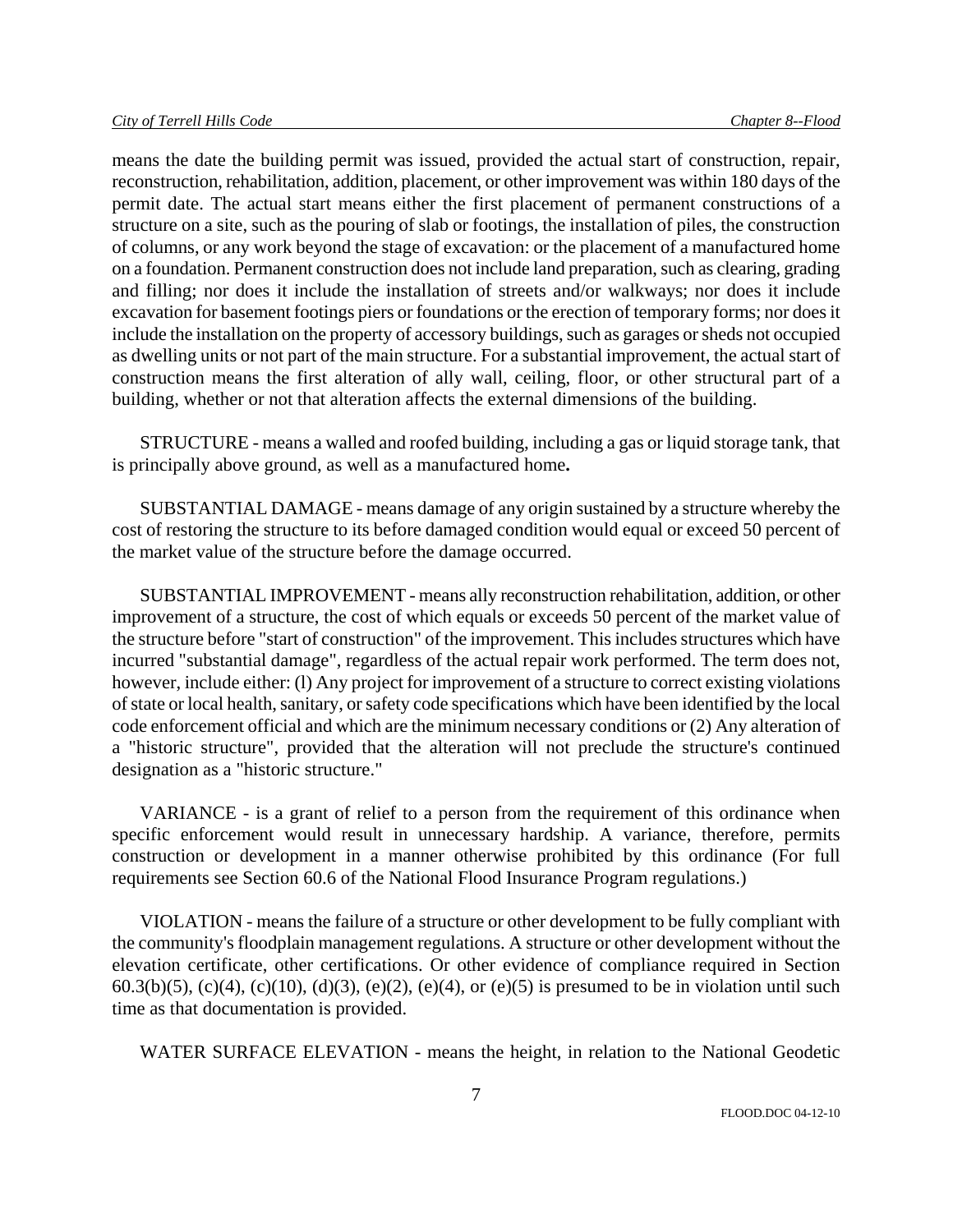means the date the building permit was issued, provided the actual start of construction, repair, reconstruction, rehabilitation, addition, placement, or other improvement was within 180 days of the permit date. The actual start means either the first placement of permanent constructions of a structure on a site, such as the pouring of slab or footings, the installation of piles, the construction of columns, or any work beyond the stage of excavation: or the placement of a manufactured home on a foundation. Permanent construction does not include land preparation, such as clearing, grading and filling; nor does it include the installation of streets and/or walkways; nor does it include excavation for basement footings piers or foundations or the erection of temporary forms; nor does it include the installation on the property of accessory buildings, such as garages or sheds not occupied as dwelling units or not part of the main structure. For a substantial improvement, the actual start of construction means the first alteration of ally wall, ceiling, floor, or other structural part of a building, whether or not that alteration affects the external dimensions of the building.

STRUCTURE - means a walled and roofed building, including a gas or liquid storage tank, that is principally above ground, as well as a manufactured home**.**

SUBSTANTIAL DAMAGE - means damage of any origin sustained by a structure whereby the cost of restoring the structure to its before damaged condition would equal or exceed 50 percent of the market value of the structure before the damage occurred.

SUBSTANTIAL IMPROVEMENT - means ally reconstruction rehabilitation, addition, or other improvement of a structure, the cost of which equals or exceeds 50 percent of the market value of the structure before "start of construction" of the improvement. This includes structures which have incurred "substantial damage", regardless of the actual repair work performed. The term does not, however, include either: (l) Any project for improvement of a structure to correct existing violations of state or local health, sanitary, or safety code specifications which have been identified by the local code enforcement official and which are the minimum necessary conditions or (2) Any alteration of a "historic structure", provided that the alteration will not preclude the structure's continued designation as a "historic structure."

VARIANCE - is a grant of relief to a person from the requirement of this ordinance when specific enforcement would result in unnecessary hardship. A variance, therefore, permits construction or development in a manner otherwise prohibited by this ordinance (For full requirements see Section 60.6 of the National Flood Insurance Program regulations.)

VIOLATION - means the failure of a structure or other development to be fully compliant with the community's floodplain management regulations. A structure or other development without the elevation certificate, other certifications. Or other evidence of compliance required in Section 60.3(b)(5), (c)(4), (c)(10), (d)(3), (e)(2), (e)(4), or (e)(5) is presumed to be in violation until such time as that documentation is provided.

WATER SURFACE ELEVATION - means the height, in relation to the National Geodetic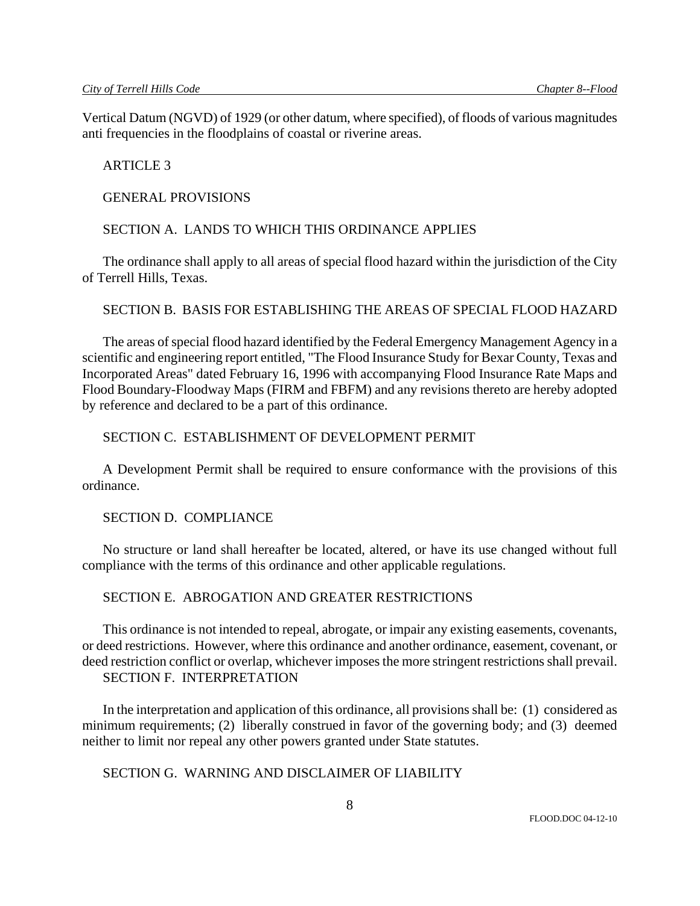Vertical Datum (NGVD) of 1929 (or other datum, where specified), of floods of various magnitudes anti frequencies in the floodplains of coastal or riverine areas.

## ARTICLE 3

## GENERAL PROVISIONS

### SECTION A. LANDS TO WHICH THIS ORDINANCE APPLIES

The ordinance shall apply to all areas of special flood hazard within the jurisdiction of the City of Terrell Hills, Texas.

### SECTION B. BASIS FOR ESTABLISHING THE AREAS OF SPECIAL FLOOD HAZARD

The areas of special flood hazard identified by the Federal Emergency Management Agency in a scientific and engineering report entitled, "The Flood Insurance Study for Bexar County, Texas and Incorporated Areas" dated February 16, 1996 with accompanying Flood Insurance Rate Maps and Flood Boundary-Floodway Maps (FIRM and FBFM) and any revisions thereto are hereby adopted by reference and declared to be a part of this ordinance.

### SECTION C. ESTABLISHMENT OF DEVELOPMENT PERMIT

A Development Permit shall be required to ensure conformance with the provisions of this ordinance.

### SECTION D. COMPLIANCE

No structure or land shall hereafter be located, altered, or have its use changed without full compliance with the terms of this ordinance and other applicable regulations.

### SECTION E. ABROGATION AND GREATER RESTRICTIONS

This ordinance is not intended to repeal, abrogate, or impair any existing easements, covenants, or deed restrictions. However, where this ordinance and another ordinance, easement, covenant, or deed restriction conflict or overlap, whichever imposes the more stringent restrictions shall prevail.

### SECTION F. INTERPRETATION

In the interpretation and application of this ordinance, all provisions shall be: (1) considered as minimum requirements; (2) liberally construed in favor of the governing body; and (3) deemed neither to limit nor repeal any other powers granted under State statutes.

### SECTION G. WARNING AND DISCLAIMER OF LIABILITY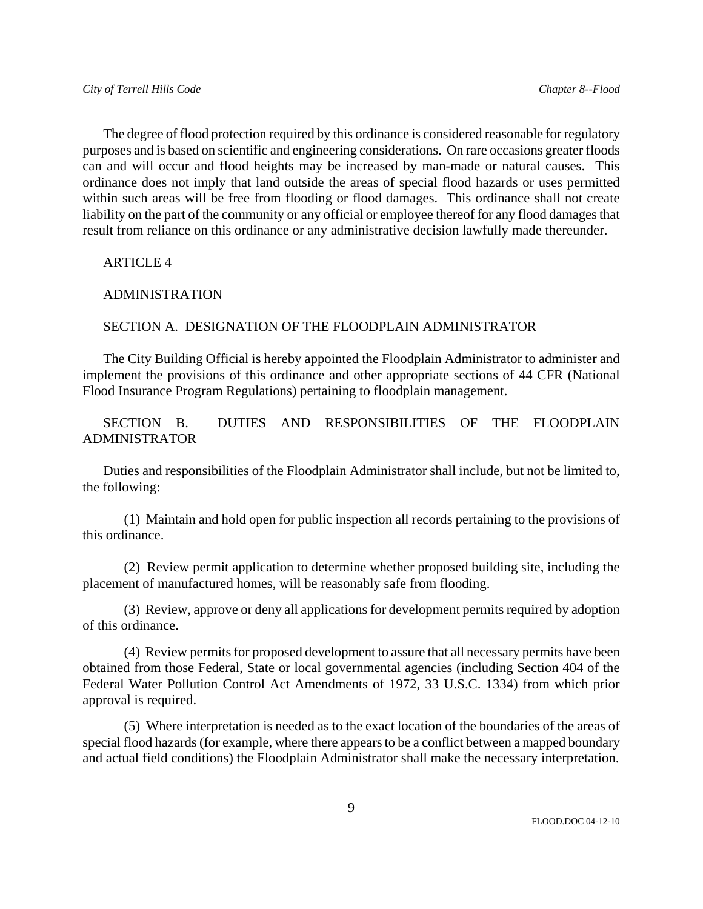The degree of flood protection required by this ordinance is considered reasonable for regulatory purposes and is based on scientific and engineering considerations. On rare occasions greater floods can and will occur and flood heights may be increased by man-made or natural causes. This ordinance does not imply that land outside the areas of special flood hazards or uses permitted within such areas will be free from flooding or flood damages. This ordinance shall not create liability on the part of the community or any official or employee thereof for any flood damages that result from reliance on this ordinance or any administrative decision lawfully made thereunder.

## ARTICLE 4

## ADMINISTRATION

### SECTION A. DESIGNATION OF THE FLOODPLAIN ADMINISTRATOR

The City Building Official is hereby appointed the Floodplain Administrator to administer and implement the provisions of this ordinance and other appropriate sections of 44 CFR (National Flood Insurance Program Regulations) pertaining to floodplain management.

### SECTION B. DUTIES AND RESPONSIBILITIES OF THE FLOODPLAIN ADMINISTRATOR

Duties and responsibilities of the Floodplain Administrator shall include, but not be limited to, the following:

(1) Maintain and hold open for public inspection all records pertaining to the provisions of this ordinance.

(2) Review permit application to determine whether proposed building site, including the placement of manufactured homes, will be reasonably safe from flooding.

(3) Review, approve or deny all applications for development permits required by adoption of this ordinance.

(4) Review permits for proposed development to assure that all necessary permits have been obtained from those Federal, State or local governmental agencies (including Section 404 of the Federal Water Pollution Control Act Amendments of 1972, 33 U.S.C. 1334) from which prior approval is required.

(5) Where interpretation is needed as to the exact location of the boundaries of the areas of special flood hazards (for example, where there appears to be a conflict between a mapped boundary and actual field conditions) the Floodplain Administrator shall make the necessary interpretation.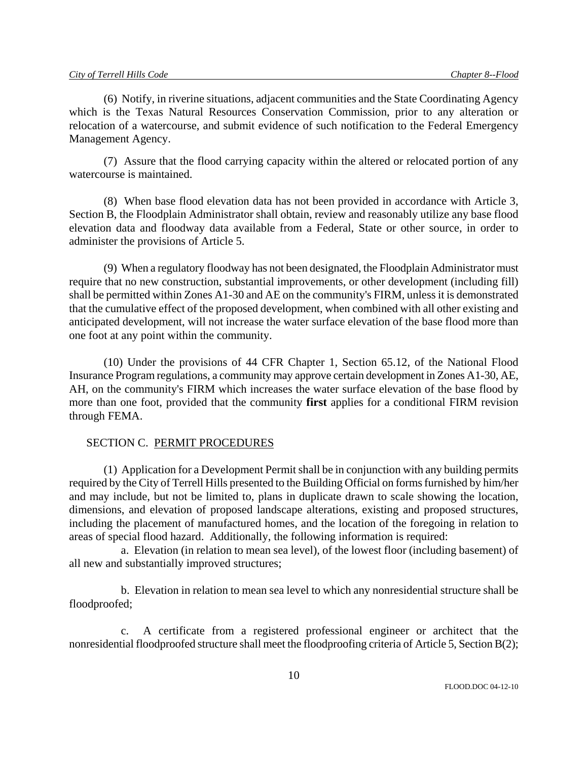(6) Notify, in riverine situations, adjacent communities and the State Coordinating Agency which is the Texas Natural Resources Conservation Commission, prior to any alteration or relocation of a watercourse, and submit evidence of such notification to the Federal Emergency Management Agency.

(7) Assure that the flood carrying capacity within the altered or relocated portion of any watercourse is maintained.

(8) When base flood elevation data has not been provided in accordance with Article 3, Section B, the Floodplain Administrator shall obtain, review and reasonably utilize any base flood elevation data and floodway data available from a Federal, State or other source, in order to administer the provisions of Article 5.

(9) When a regulatory floodway has not been designated, the Floodplain Administrator must require that no new construction, substantial improvements, or other development (including fill) shall be permitted within Zones A1-30 and AE on the community's FIRM, unless it is demonstrated that the cumulative effect of the proposed development, when combined with all other existing and anticipated development, will not increase the water surface elevation of the base flood more than one foot at any point within the community.

(10) Under the provisions of 44 CFR Chapter 1, Section 65.12, of the National Flood Insurance Program regulations, a community may approve certain development in Zones A1-30, AE, AH, on the community's FIRM which increases the water surface elevation of the base flood by more than one foot, provided that the community **first** applies for a conditional FIRM revision through FEMA.

SECTION C. PERMIT PROCEDURES

(1) Application for a Development Permit shall be in conjunction with any building permits required by the City of Terrell Hills presented to the Building Official on forms furnished by him/her and may include, but not be limited to, plans in duplicate drawn to scale showing the location, dimensions, and elevation of proposed landscape alterations, existing and proposed structures, including the placement of manufactured homes, and the location of the foregoing in relation to areas of special flood hazard. Additionally, the following information is required:

a. Elevation (in relation to mean sea level), of the lowest floor (including basement) of all new and substantially improved structures;

b. Elevation in relation to mean sea level to which any nonresidential structure shall be floodproofed;

c. A certificate from a registered professional engineer or architect that the nonresidential floodproofed structure shall meet the floodproofing criteria of Article 5, Section B(2);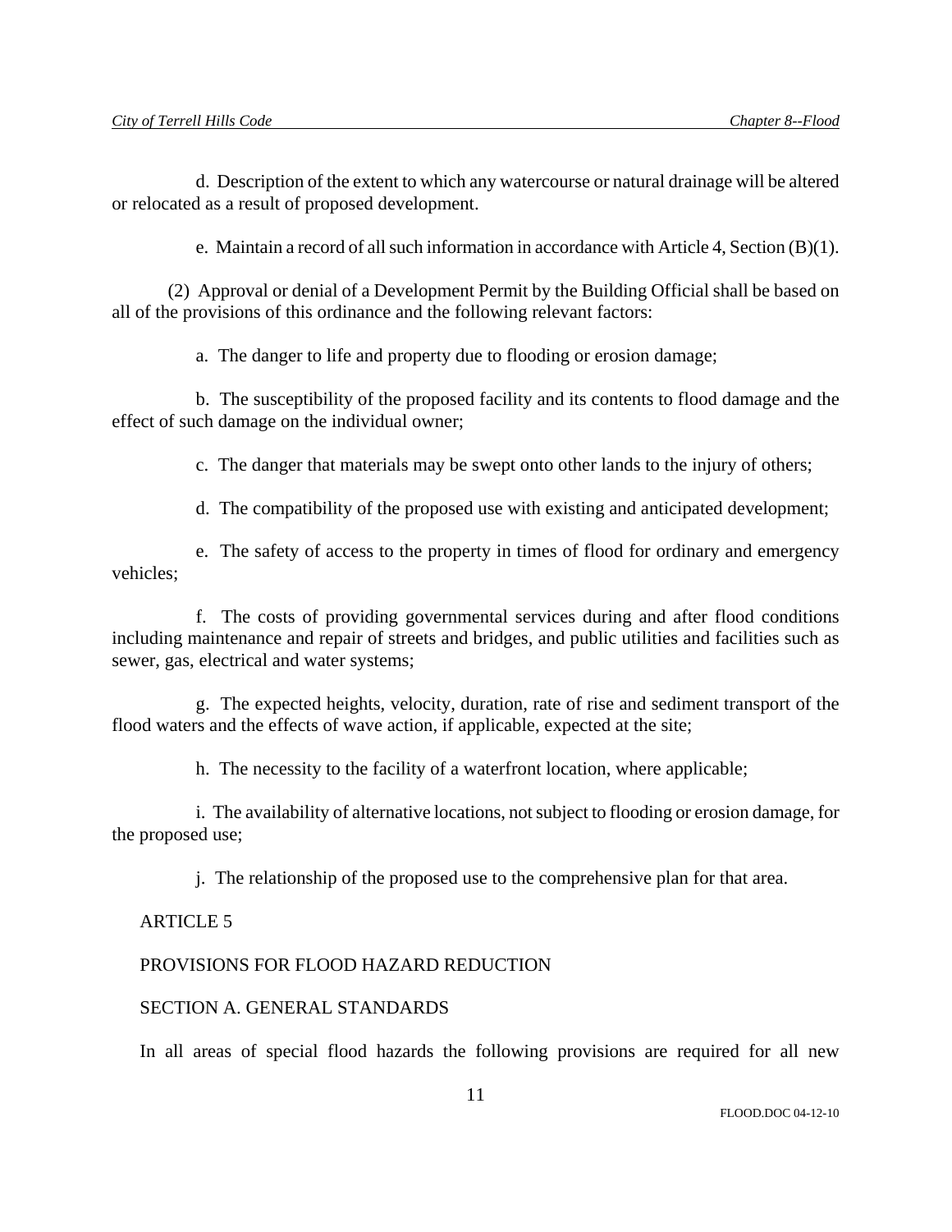d. Description of the extent to which any watercourse or natural drainage will be altered or relocated as a result of proposed development.

e. Maintain a record of all such information in accordance with Article 4, Section (B)(1).

(2) Approval or denial of a Development Permit by the Building Official shall be based on all of the provisions of this ordinance and the following relevant factors:

a. The danger to life and property due to flooding or erosion damage;

b. The susceptibility of the proposed facility and its contents to flood damage and the effect of such damage on the individual owner;

c. The danger that materials may be swept onto other lands to the injury of others;

d. The compatibility of the proposed use with existing and anticipated development;

e. The safety of access to the property in times of flood for ordinary and emergency vehicles;

f. The costs of providing governmental services during and after flood conditions including maintenance and repair of streets and bridges, and public utilities and facilities such as sewer, gas, electrical and water systems;

g. The expected heights, velocity, duration, rate of rise and sediment transport of the flood waters and the effects of wave action, if applicable, expected at the site;

h. The necessity to the facility of a waterfront location, where applicable;

i. The availability of alternative locations, not subject to flooding or erosion damage, for the proposed use;

j. The relationship of the proposed use to the comprehensive plan for that area.

ARTICLE 5

PROVISIONS FOR FLOOD HAZARD REDUCTION

SECTION A. GENERAL STANDARDS

In all areas of special flood hazards the following provisions are required for all new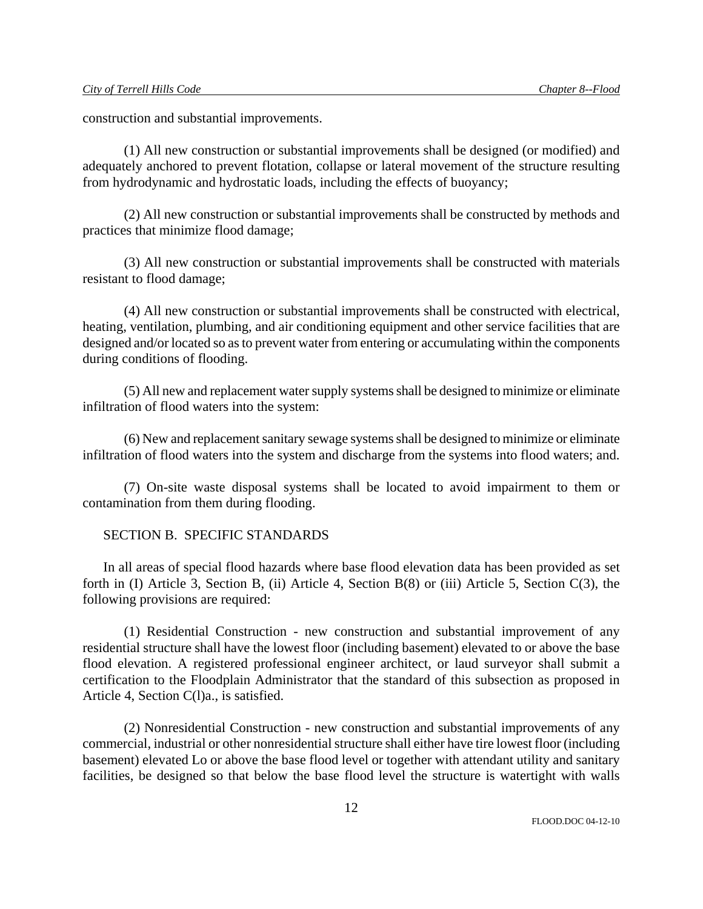construction and substantial improvements.

(1) All new construction or substantial improvements shall be designed (or modified) and adequately anchored to prevent flotation, collapse or lateral movement of the structure resulting from hydrodynamic and hydrostatic loads, including the effects of buoyancy;

(2) All new construction or substantial improvements shall be constructed by methods and practices that minimize flood damage;

(3) All new construction or substantial improvements shall be constructed with materials resistant to flood damage;

(4) All new construction or substantial improvements shall be constructed with electrical, heating, ventilation, plumbing, and air conditioning equipment and other service facilities that are designed and/or located so as to prevent water from entering or accumulating within the components during conditions of flooding.

(5) All new and replacement water supply systems shall be designed to minimize or eliminate infiltration of flood waters into the system:

(6) New and replacement sanitary sewage systems shall be designed to minimize or eliminate infiltration of flood waters into the system and discharge from the systems into flood waters; and.

(7) On-site waste disposal systems shall be located to avoid impairment to them or contamination from them during flooding.

SECTION B. SPECIFIC STANDARDS

In all areas of special flood hazards where base flood elevation data has been provided as set forth in (I) Article 3, Section B, (ii) Article 4, Section B(8) or (iii) Article 5, Section C(3), the following provisions are required:

(1) Residential Construction - new construction and substantial improvement of any residential structure shall have the lowest floor (including basement) elevated to or above the base flood elevation. A registered professional engineer architect, or laud surveyor shall submit a certification to the Floodplain Administrator that the standard of this subsection as proposed in Article 4, Section C(l)a., is satisfied.

(2) Nonresidential Construction - new construction and substantial improvements of any commercial, industrial or other nonresidential structure shall either have tire lowest floor (including basement) elevated Lo or above the base flood level or together with attendant utility and sanitary facilities, be designed so that below the base flood level the structure is watertight with walls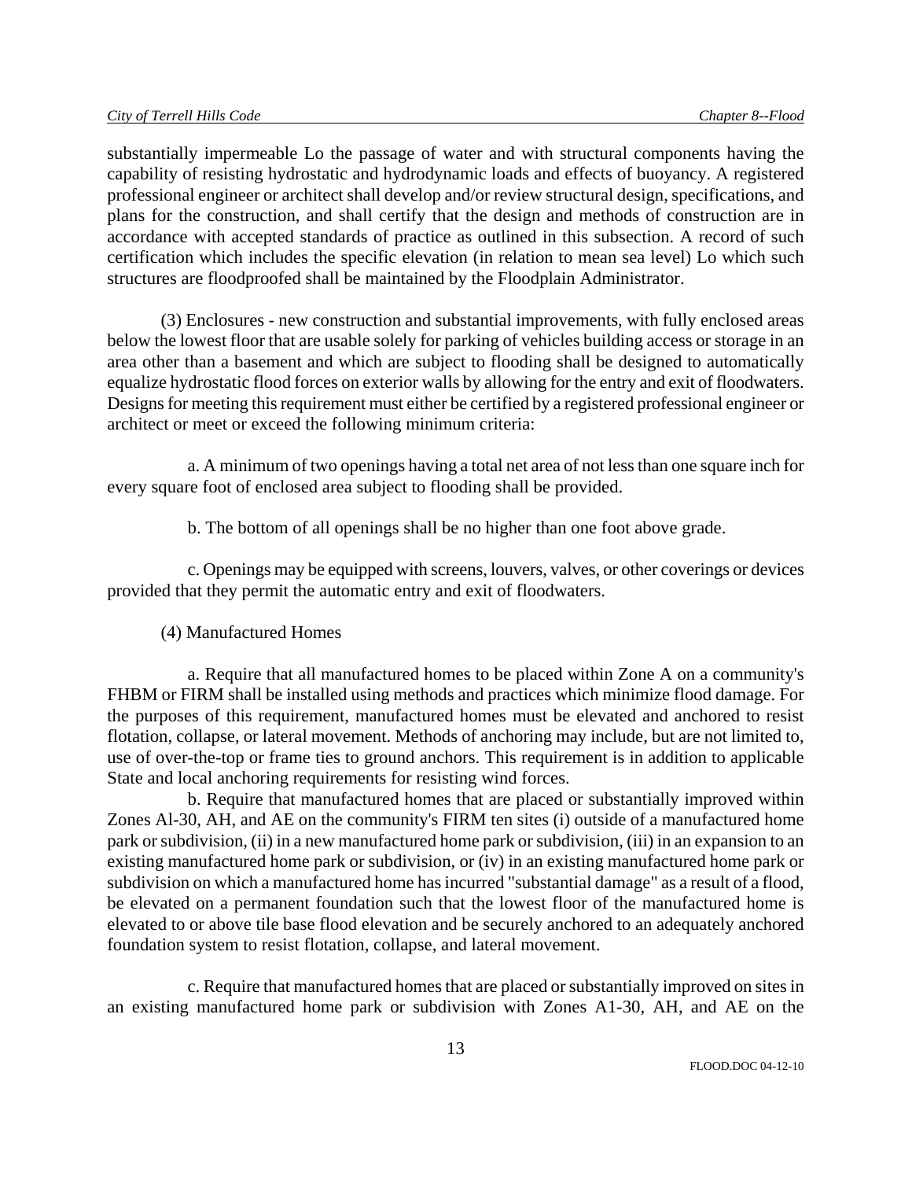substantially impermeable Lo the passage of water and with structural components having the capability of resisting hydrostatic and hydrodynamic loads and effects of buoyancy. A registered professional engineer or architect shall develop and/or review structural design, specifications, and plans for the construction, and shall certify that the design and methods of construction are in accordance with accepted standards of practice as outlined in this subsection. A record of such certification which includes the specific elevation (in relation to mean sea level) Lo which such structures are floodproofed shall be maintained by the Floodplain Administrator.

(3) Enclosures - new construction and substantial improvements, with fully enclosed areas below the lowest floor that are usable solely for parking of vehicles building access or storage in an area other than a basement and which are subject to flooding shall be designed to automatically equalize hydrostatic flood forces on exterior walls by allowing for the entry and exit of floodwaters. Designs for meeting this requirement must either be certified by a registered professional engineer or architect or meet or exceed the following minimum criteria:

a. A minimum of two openings having a total net area of not less than one square inch for every square foot of enclosed area subject to flooding shall be provided.

b. The bottom of all openings shall be no higher than one foot above grade.

c. Openings may be equipped with screens, louvers, valves, or other coverings or devices provided that they permit the automatic entry and exit of floodwaters.

(4) Manufactured Homes

a. Require that all manufactured homes to be placed within Zone A on a community's FHBM or FIRM shall be installed using methods and practices which minimize flood damage. For the purposes of this requirement, manufactured homes must be elevated and anchored to resist flotation, collapse, or lateral movement. Methods of anchoring may include, but are not limited to, use of over-the-top or frame ties to ground anchors. This requirement is in addition to applicable State and local anchoring requirements for resisting wind forces.

b. Require that manufactured homes that are placed or substantially improved within Zones Al-30, AH, and AE on the community's FIRM ten sites (i) outside of a manufactured home park or subdivision, (ii) in a new manufactured home park or subdivision, (iii) in an expansion to an existing manufactured home park or subdivision, or (iv) in an existing manufactured home park or subdivision on which a manufactured home has incurred "substantial damage" as a result of a flood, be elevated on a permanent foundation such that the lowest floor of the manufactured home is elevated to or above tile base flood elevation and be securely anchored to an adequately anchored foundation system to resist flotation, collapse, and lateral movement.

c. Require that manufactured homes that are placed or substantially improved on sites in an existing manufactured home park or subdivision with Zones A1-30, AH, and AE on the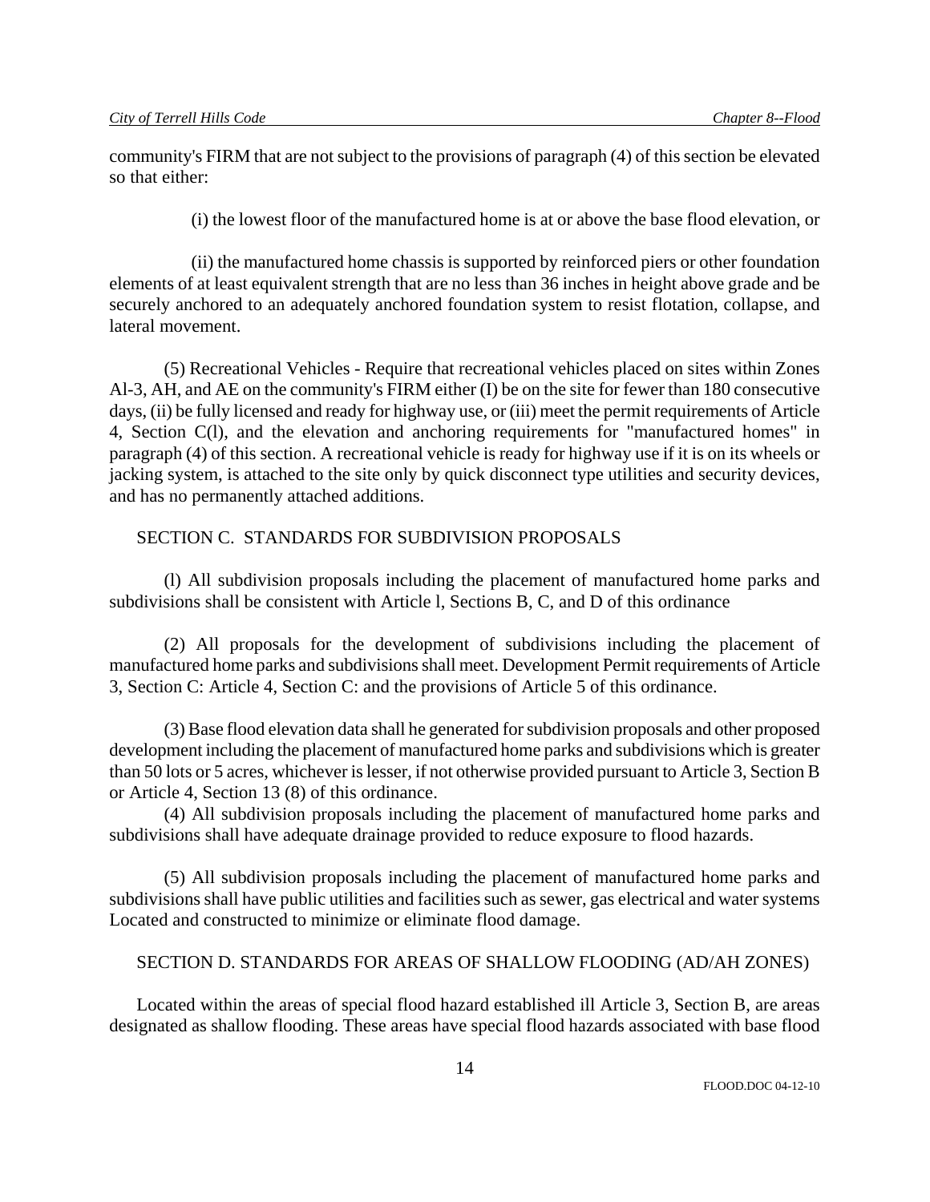community's FIRM that are not subject to the provisions of paragraph (4) of this section be elevated so that either:

(i) the lowest floor of the manufactured home is at or above the base flood elevation, or

(ii) the manufactured home chassis is supported by reinforced piers or other foundation elements of at least equivalent strength that are no less than 36 inches in height above grade and be securely anchored to an adequately anchored foundation system to resist flotation, collapse, and lateral movement.

(5) Recreational Vehicles - Require that recreational vehicles placed on sites within Zones Al-3, AH, and AE on the community's FIRM either (I) be on the site for fewer than 180 consecutive days, (ii) be fully licensed and ready for highway use, or (iii) meet the permit requirements of Article 4, Section C(l), and the elevation and anchoring requirements for "manufactured homes" in paragraph (4) of this section. A recreational vehicle is ready for highway use if it is on its wheels or jacking system, is attached to the site only by quick disconnect type utilities and security devices, and has no permanently attached additions.

SECTION C. STANDARDS FOR SUBDIVISION PROPOSALS

(l) All subdivision proposals including the placement of manufactured home parks and subdivisions shall be consistent with Article l, Sections B, C, and D of this ordinance

(2) All proposals for the development of subdivisions including the placement of manufactured home parks and subdivisions shall meet. Development Permit requirements of Article 3, Section C: Article 4, Section C: and the provisions of Article 5 of this ordinance.

(3) Base flood elevation data shall he generated for subdivision proposals and other proposed development including the placement of manufactured home parks and subdivisions which is greater than 50 lots or 5 acres, whichever is lesser, if not otherwise provided pursuant to Article 3, Section B or Article 4, Section 13 (8) of this ordinance.

(4) All subdivision proposals including the placement of manufactured home parks and subdivisions shall have adequate drainage provided to reduce exposure to flood hazards.

(5) All subdivision proposals including the placement of manufactured home parks and subdivisions shall have public utilities and facilities such as sewer, gas electrical and water systems Located and constructed to minimize or eliminate flood damage.

SECTION D. STANDARDS FOR AREAS OF SHALLOW FLOODING (AD/AH ZONES)

Located within the areas of special flood hazard established ill Article 3, Section B, are areas designated as shallow flooding. These areas have special flood hazards associated with base flood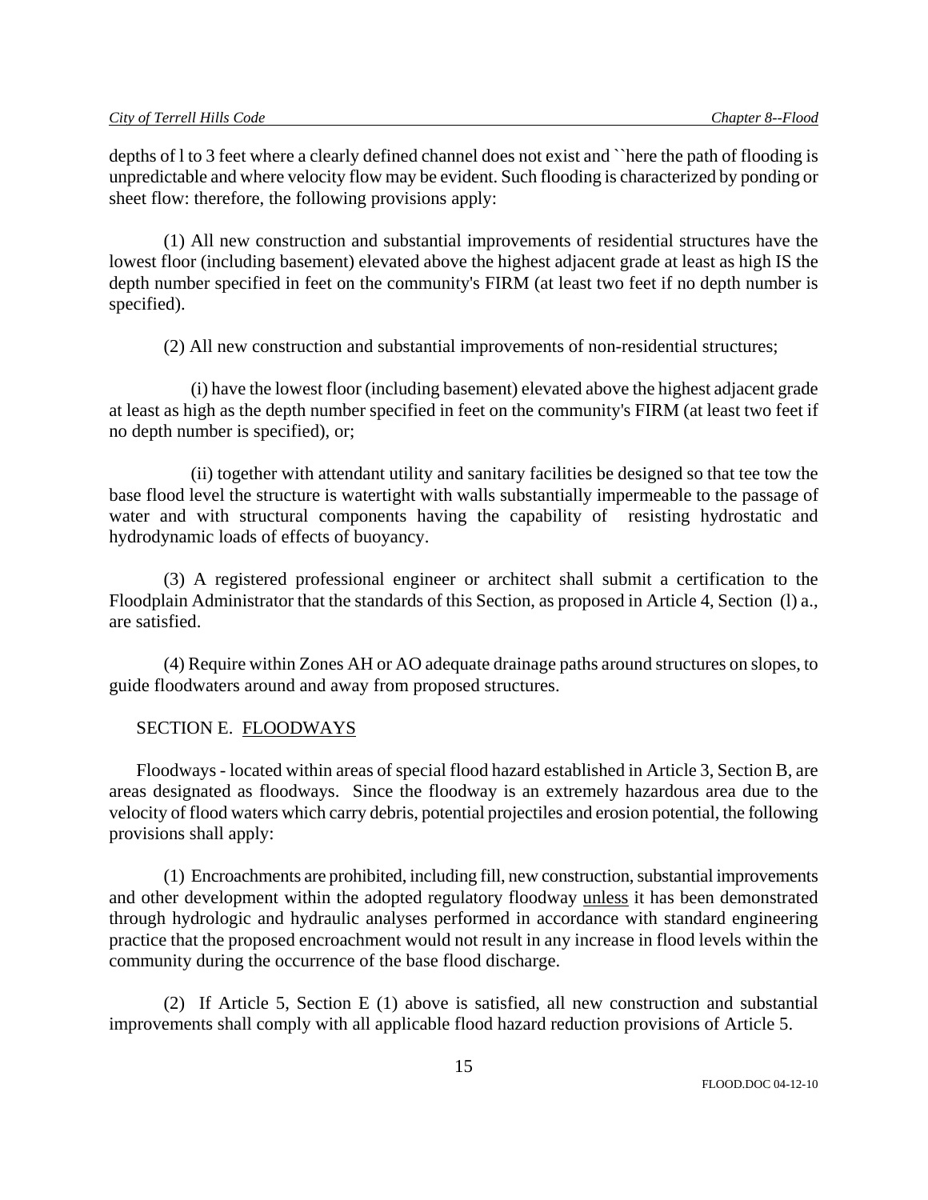depths of l to 3 feet where a clearly defined channel does not exist and ``here the path of flooding is unpredictable and where velocity flow may be evident. Such flooding is characterized by ponding or sheet flow: therefore, the following provisions apply:

(1) All new construction and substantial improvements of residential structures have the lowest floor (including basement) elevated above the highest adjacent grade at least as high IS the depth number specified in feet on the community's FIRM (at least two feet if no depth number is specified).

(2) All new construction and substantial improvements of non-residential structures;

(i) have the lowest floor (including basement) elevated above the highest adjacent grade at least as high as the depth number specified in feet on the community's FIRM (at least two feet if no depth number is specified), or;

(ii) together with attendant utility and sanitary facilities be designed so that tee tow the base flood level the structure is watertight with walls substantially impermeable to the passage of water and with structural components having the capability of resisting hydrostatic and hydrodynamic loads of effects of buoyancy.

(3) A registered professional engineer or architect shall submit a certification to the Floodplain Administrator that the standards of this Section, as proposed in Article 4, Section (l) a., are satisfied.

(4) Require within Zones AH or AO adequate drainage paths around structures on slopes, to guide floodwaters around and away from proposed structures.

SECTION E. FLOODWAYS

Floodways - located within areas of special flood hazard established in Article 3, Section B, are areas designated as floodways. Since the floodway is an extremely hazardous area due to the velocity of flood waters which carry debris, potential projectiles and erosion potential, the following provisions shall apply:

(1) Encroachments are prohibited, including fill, new construction, substantial improvements and other development within the adopted regulatory floodway unless it has been demonstrated through hydrologic and hydraulic analyses performed in accordance with standard engineering practice that the proposed encroachment would not result in any increase in flood levels within the community during the occurrence of the base flood discharge.

(2) If Article 5, Section E (1) above is satisfied, all new construction and substantial improvements shall comply with all applicable flood hazard reduction provisions of Article 5.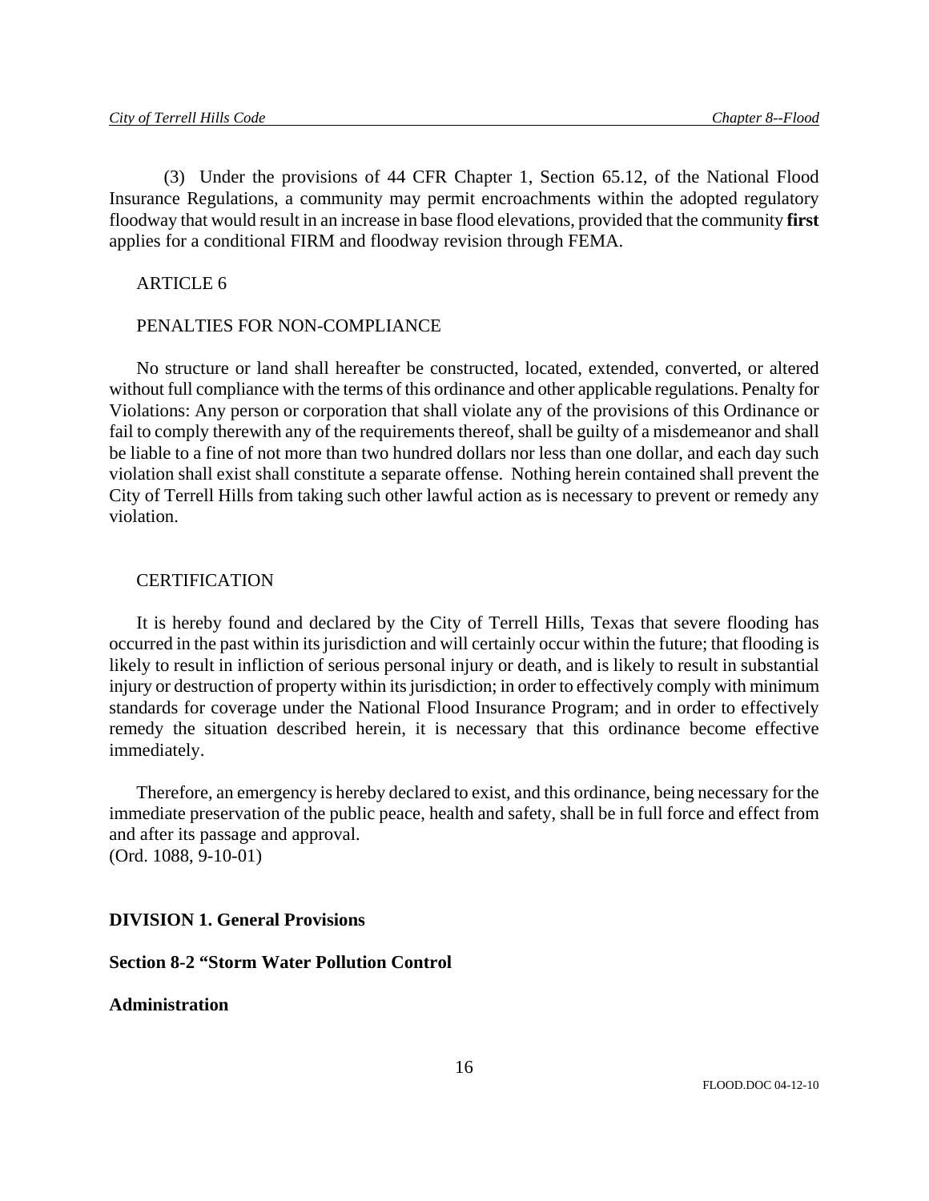(3) Under the provisions of 44 CFR Chapter 1, Section 65.12, of the National Flood Insurance Regulations, a community may permit encroachments within the adopted regulatory floodway that would result in an increase in base flood elevations, provided that the community **first** applies for a conditional FIRM and floodway revision through FEMA.

ARTICLE 6

PENALTIES FOR NON-COMPLIANCE

No structure or land shall hereafter be constructed, located, extended, converted, or altered without full compliance with the terms of this ordinance and other applicable regulations. Penalty for Violations: Any person or corporation that shall violate any of the provisions of this Ordinance or fail to comply therewith any of the requirements thereof, shall be guilty of a misdemeanor and shall be liable to a fine of not more than two hundred dollars nor less than one dollar, and each day such violation shall exist shall constitute a separate offense. Nothing herein contained shall prevent the City of Terrell Hills from taking such other lawful action as is necessary to prevent or remedy any violation.

CERTIFICATION

It is hereby found and declared by the City of Terrell Hills, Texas that severe flooding has occurred in the past within its jurisdiction and will certainly occur within the future; that flooding is likely to result in infliction of serious personal injury or death, and is likely to result in substantial injury or destruction of property within its jurisdiction; in order to effectively comply with minimum standards for coverage under the National Flood Insurance Program; and in order to effectively remedy the situation described herein, it is necessary that this ordinance become effective immediately.

Therefore, an emergency is hereby declared to exist, and this ordinance, being necessary for the immediate preservation of the public peace, health and safety, shall be in full force and effect from and after its passage and approval.
(Ord. 1088, 9-10-01)

**DIVISION 1. General Provisions**

**Section 8-2 "Storm Water Pollution Control**

**Administration**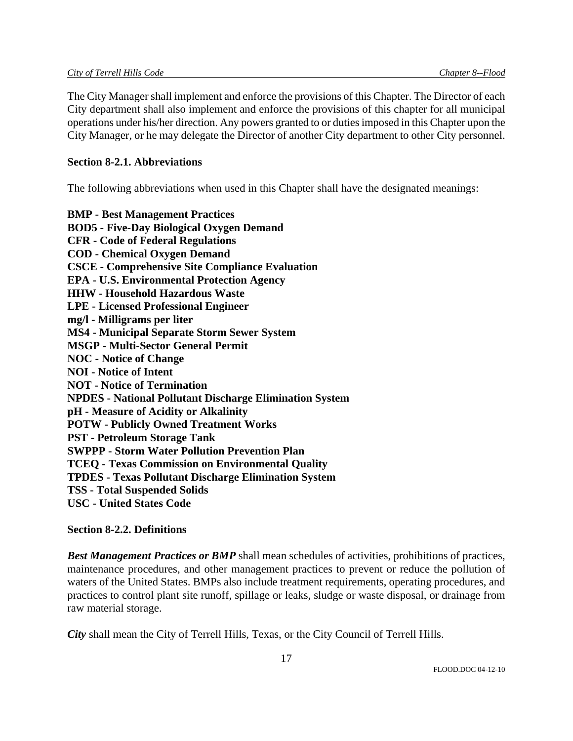The City Manager shall implement and enforce the provisions of this Chapter. The Director of each City department shall also implement and enforce the provisions of this chapter for all municipal operations under his/her direction. Any powers granted to or duties imposed in this Chapter upon the City Manager, or he may delegate the Director of another City department to other City personnel.

### Section 8-2.1. Abbreviations

The following abbreviations when used in this Chapter shall have the designated meanings:

**BMP - Best Management Practices**
**BOD5 - Five-Day Biological Oxygen Demand**
**CFR - Code of Federal Regulations**
**COD - Chemical Oxygen Demand**
**CSCE - Comprehensive Site Compliance Evaluation**
**EPA - U.S. Environmental Protection Agency**
**HHW - Household Hazardous Waste**
**LPE - Licensed Professional Engineer**
**mg/l - Milligrams per liter**
**MS4 - Municipal Separate Storm Sewer System**
**MSGP - Multi-Sector General Permit**
**NOC - Notice of Change**
**NOI - Notice of Intent**
**NOT - Notice of Termination**
**NPDES - National Pollutant Discharge Elimination System**
**pH - Measure of Acidity or Alkalinity**
**POTW - Publicly Owned Treatment Works**
**PST - Petroleum Storage Tank**
**SWPPP - Storm Water Pollution Prevention Plan**
**TCEQ - Texas Commission on Environmental Quality**
**TPDES - Texas Pollutant Discharge Elimination System**
**TSS - Total Suspended Solids**
**USC - United States Code**

### Section 8-2.2. Definitions

***Best Management Practices or BMP*** shall mean schedules of activities, prohibitions of practices, maintenance procedures, and other management practices to prevent or reduce the pollution of waters of the United States. BMPs also include treatment requirements, operating procedures, and practices to control plant site runoff, spillage or leaks, sludge or waste disposal, or drainage from raw material storage.

***City*** shall mean the City of Terrell Hills, Texas, or the City Council of Terrell Hills.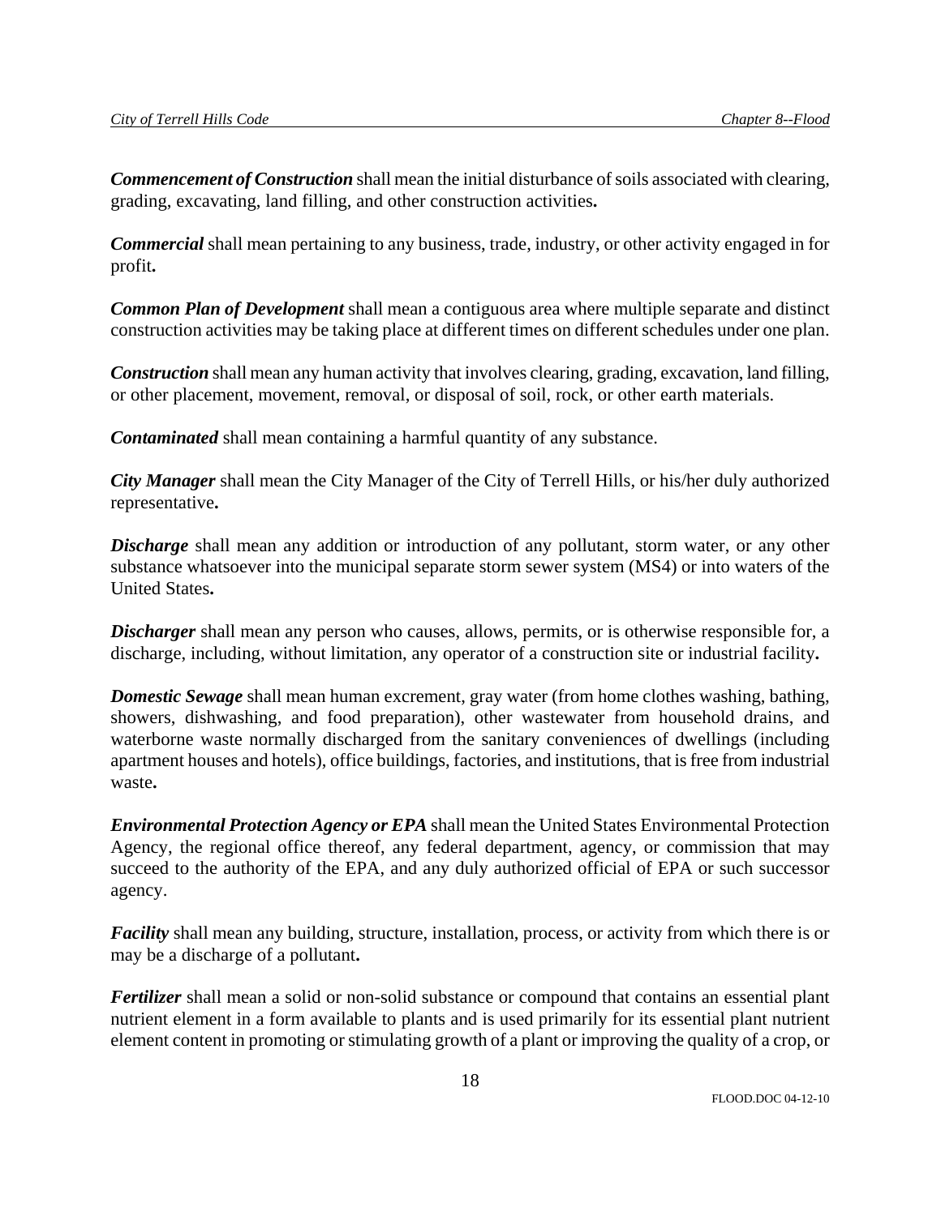***Commencement of Construction*** shall mean the initial disturbance of soils associated with clearing, grading, excavating, land filling, and other construction activities**.**

***Commercial*** shall mean pertaining to any business, trade, industry, or other activity engaged in for profit**.**

***Common Plan of Development*** shall mean a contiguous area where multiple separate and distinct construction activities may be taking place at different times on different schedules under one plan.

***Construction*** shall mean any human activity that involves clearing, grading, excavation, land filling, or other placement, movement, removal, or disposal of soil, rock, or other earth materials.

***Contaminated*** shall mean containing a harmful quantity of any substance.

***City Manager*** shall mean the City Manager of the City of Terrell Hills, or his/her duly authorized representative**.**

***Discharge*** shall mean any addition or introduction of any pollutant, storm water, or any other substance whatsoever into the municipal separate storm sewer system (MS4) or into waters of the United States**.**

***Discharger*** shall mean any person who causes, allows, permits, or is otherwise responsible for, a discharge, including, without limitation, any operator of a construction site or industrial facility**.**

***Domestic Sewage*** shall mean human excrement, gray water (from home clothes washing, bathing, showers, dishwashing, and food preparation), other wastewater from household drains, and waterborne waste normally discharged from the sanitary conveniences of dwellings (including apartment houses and hotels), office buildings, factories, and institutions, that is free from industrial waste**.**

***Environmental Protection Agency or EPA*** shall mean the United States Environmental Protection Agency, the regional office thereof, any federal department, agency, or commission that may succeed to the authority of the EPA, and any duly authorized official of EPA or such successor agency.

***Facility*** shall mean any building, structure, installation, process, or activity from which there is or may be a discharge of a pollutant**.**

***Fertilizer*** shall mean a solid or non-solid substance or compound that contains an essential plant nutrient element in a form available to plants and is used primarily for its essential plant nutrient element content in promoting or stimulating growth of a plant or improving the quality of a crop, or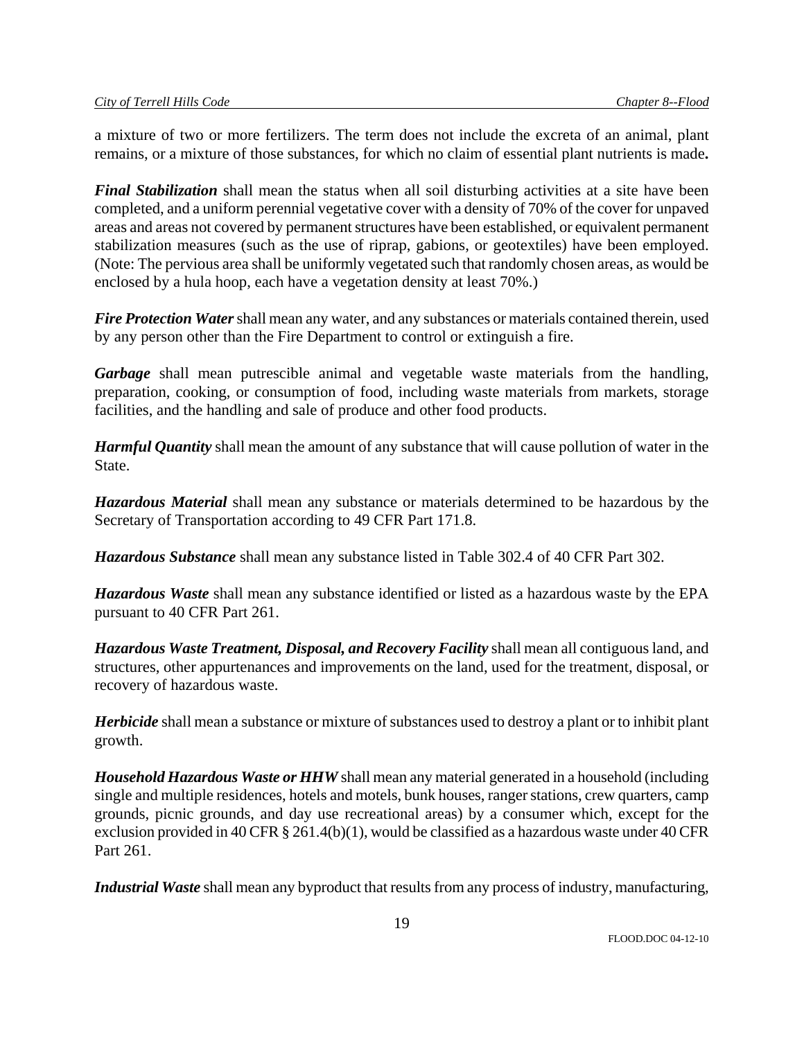a mixture of two or more fertilizers. The term does not include the excreta of an animal, plant remains, or a mixture of those substances, for which no claim of essential plant nutrients is made**.**

***Final Stabilization*** shall mean the status when all soil disturbing activities at a site have been completed, and a uniform perennial vegetative cover with a density of 70% of the cover for unpaved areas and areas not covered by permanent structures have been established, or equivalent permanent stabilization measures (such as the use of riprap, gabions, or geotextiles) have been employed. (Note: The pervious area shall be uniformly vegetated such that randomly chosen areas, as would be enclosed by a hula hoop, each have a vegetation density at least 70%.)

***Fire Protection Water*** shall mean any water, and any substances or materials contained therein, used by any person other than the Fire Department to control or extinguish a fire.

***Garbage*** shall mean putrescible animal and vegetable waste materials from the handling, preparation, cooking, or consumption of food, including waste materials from markets, storage facilities, and the handling and sale of produce and other food products.

***Harmful Quantity*** shall mean the amount of any substance that will cause pollution of water in the State.

***Hazardous Material*** shall mean any substance or materials determined to be hazardous by the Secretary of Transportation according to 49 CFR Part 171.8.

***Hazardous Substance*** shall mean any substance listed in Table 302.4 of 40 CFR Part 302.

***Hazardous Waste*** shall mean any substance identified or listed as a hazardous waste by the EPA pursuant to 40 CFR Part 261.

***Hazardous Waste Treatment, Disposal, and Recovery Facility*** shall mean all contiguous land, and structures, other appurtenances and improvements on the land, used for the treatment, disposal, or recovery of hazardous waste.

***Herbicide*** shall mean a substance or mixture of substances used to destroy a plant or to inhibit plant growth.

***Household Hazardous Waste or HHW*** shall mean any material generated in a household (including single and multiple residences, hotels and motels, bunk houses, ranger stations, crew quarters, camp grounds, picnic grounds, and day use recreational areas) by a consumer which, except for the exclusion provided in 40 CFR § 261.4(b)(1), would be classified as a hazardous waste under 40 CFR Part 261.

***Industrial Waste*** shall mean any byproduct that results from any process of industry, manufacturing,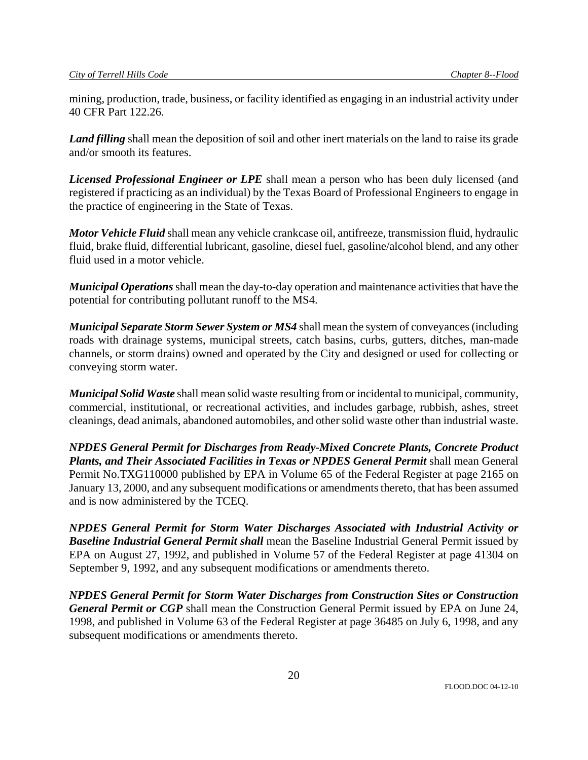mining, production, trade, business, or facility identified as engaging in an industrial activity under 40 CFR Part 122.26.

***Land filling*** shall mean the deposition of soil and other inert materials on the land to raise its grade and/or smooth its features.

***Licensed Professional Engineer or LPE*** shall mean a person who has been duly licensed (and registered if practicing as an individual) by the Texas Board of Professional Engineers to engage in the practice of engineering in the State of Texas.

***Motor Vehicle Fluid*** shall mean any vehicle crankcase oil, antifreeze, transmission fluid, hydraulic fluid, brake fluid, differential lubricant, gasoline, diesel fuel, gasoline/alcohol blend, and any other fluid used in a motor vehicle.

***Municipal Operations*** shall mean the day-to-day operation and maintenance activities that have the potential for contributing pollutant runoff to the MS4.

***Municipal Separate Storm Sewer System or MS4*** shall mean the system of conveyances (including roads with drainage systems, municipal streets, catch basins, curbs, gutters, ditches, man-made channels, or storm drains) owned and operated by the City and designed or used for collecting or conveying storm water.

***Municipal Solid Waste*** shall mean solid waste resulting from or incidental to municipal, community, commercial, institutional, or recreational activities, and includes garbage, rubbish, ashes, street cleanings, dead animals, abandoned automobiles, and other solid waste other than industrial waste.

***NPDES General Permit for Discharges from Ready-Mixed Concrete Plants, Concrete Product Plants, and Their Associated Facilities in Texas or NPDES General Permit*** shall mean General Permit No.TXG110000 published by EPA in Volume 65 of the Federal Register at page 2165 on January 13, 2000, and any subsequent modifications or amendments thereto, that has been assumed and is now administered by the TCEQ.

***NPDES General Permit for Storm Water Discharges Associated with Industrial Activity or Baseline Industrial General Permit shall*** mean the Baseline Industrial General Permit issued by EPA on August 27, 1992, and published in Volume 57 of the Federal Register at page 41304 on September 9, 1992, and any subsequent modifications or amendments thereto.

***NPDES General Permit for Storm Water Discharges from Construction Sites or Construction General Permit or CGP*** shall mean the Construction General Permit issued by EPA on June 24, 1998, and published in Volume 63 of the Federal Register at page 36485 on July 6, 1998, and any subsequent modifications or amendments thereto.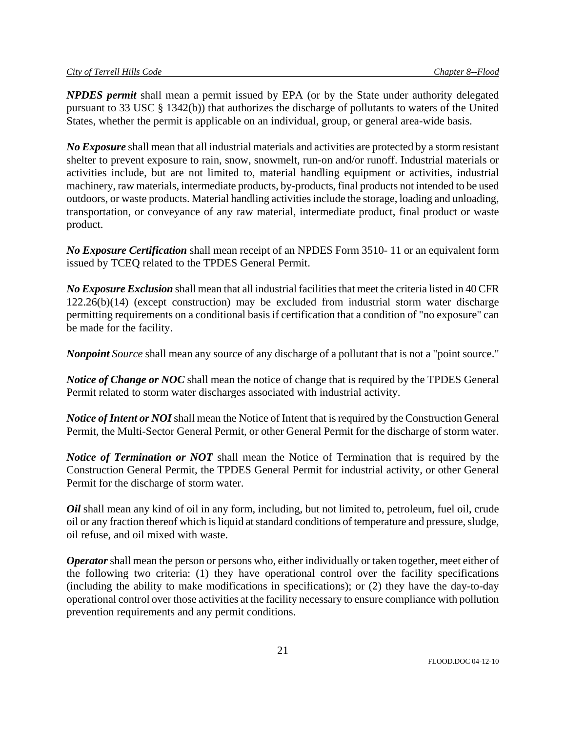***NPDES permit*** shall mean a permit issued by EPA (or by the State under authority delegated pursuant to 33 USC § 1342(b)) that authorizes the discharge of pollutants to waters of the United States, whether the permit is applicable on an individual, group, or general area-wide basis.

***No Exposure*** shall mean that all industrial materials and activities are protected by a storm resistant shelter to prevent exposure to rain, snow, snowmelt, run-on and/or runoff. Industrial materials or activities include, but are not limited to, material handling equipment or activities, industrial machinery, raw materials, intermediate products, by-products, final products not intended to be used outdoors, or waste products. Material handling activities include the storage, loading and unloading, transportation, or conveyance of any raw material, intermediate product, final product or waste product.

***No Exposure Certification*** shall mean receipt of an NPDES Form 3510- 11 or an equivalent form issued by TCEQ related to the TPDES General Permit.

***No Exposure Exclusion*** shall mean that all industrial facilities that meet the criteria listed in 40 CFR 122.26(b)(14) (except construction) may be excluded from industrial storm water discharge permitting requirements on a conditional basis if certification that a condition of "no exposure" can be made for the facility.

***Nonpoint*** *Source* shall mean any source of any discharge of a pollutant that is not a "point source."

***Notice of Change or NOC*** shall mean the notice of change that is required by the TPDES General Permit related to storm water discharges associated with industrial activity.

***Notice of Intent or NOI*** shall mean the Notice of Intent that is required by the Construction General Permit, the Multi-Sector General Permit, or other General Permit for the discharge of storm water.

***Notice of Termination or NOT*** shall mean the Notice of Termination that is required by the Construction General Permit, the TPDES General Permit for industrial activity, or other General Permit for the discharge of storm water.

***Oil*** shall mean any kind of oil in any form, including, but not limited to, petroleum, fuel oil, crude oil or any fraction thereof which is liquid at standard conditions of temperature and pressure, sludge, oil refuse, and oil mixed with waste.

***Operator*** shall mean the person or persons who, either individually or taken together, meet either of the following two criteria: (1) they have operational control over the facility specifications (including the ability to make modifications in specifications); or (2) they have the day-to-day operational control over those activities at the facility necessary to ensure compliance with pollution prevention requirements and any permit conditions.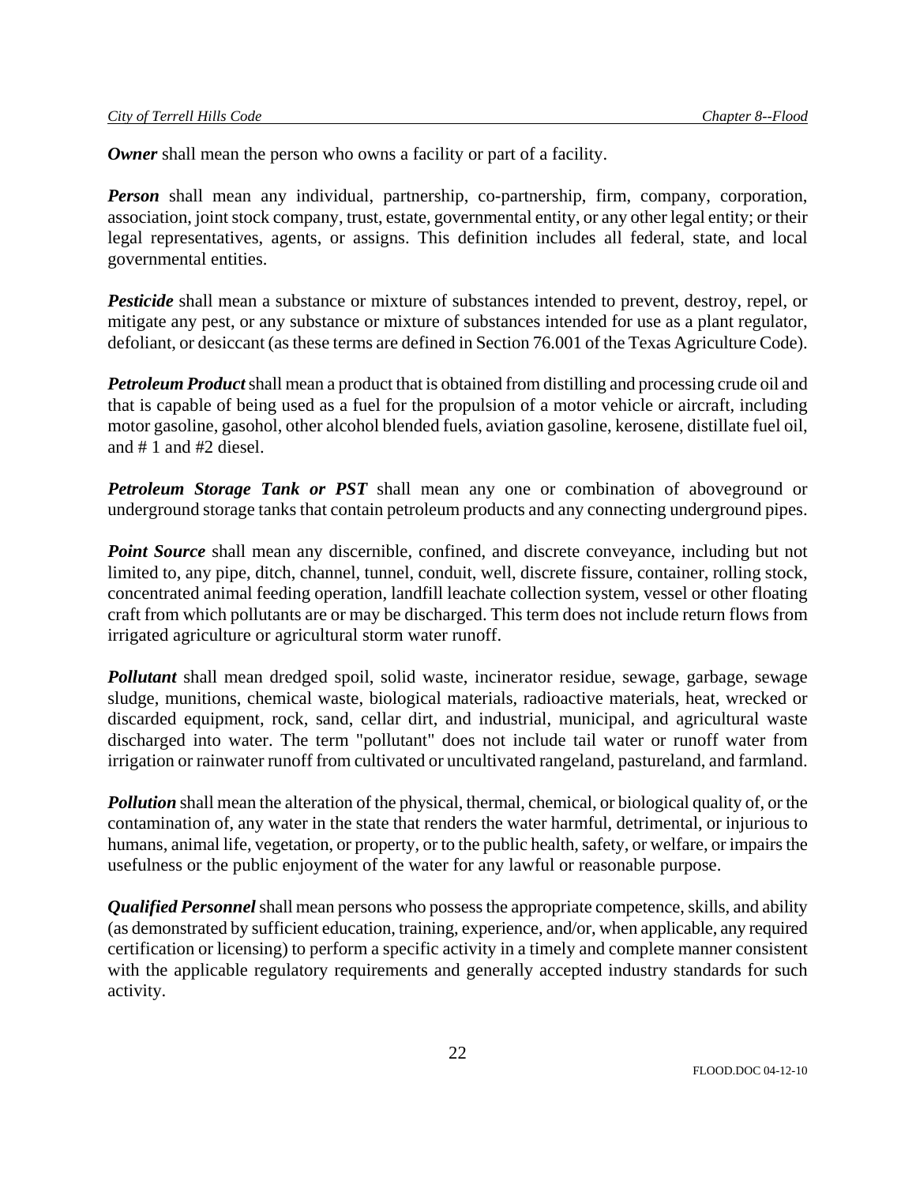***Owner*** shall mean the person who owns a facility or part of a facility.

***Person*** shall mean any individual, partnership, co-partnership, firm, company, corporation, association, joint stock company, trust, estate, governmental entity, or any other legal entity; or their legal representatives, agents, or assigns. This definition includes all federal, state, and local governmental entities.

***Pesticide*** shall mean a substance or mixture of substances intended to prevent, destroy, repel, or mitigate any pest, or any substance or mixture of substances intended for use as a plant regulator, defoliant, or desiccant (as these terms are defined in Section 76.001 of the Texas Agriculture Code).

***Petroleum Product*** shall mean a product that is obtained from distilling and processing crude oil and that is capable of being used as a fuel for the propulsion of a motor vehicle or aircraft, including motor gasoline, gasohol, other alcohol blended fuels, aviation gasoline, kerosene, distillate fuel oil, and # 1 and #2 diesel.

***Petroleum Storage Tank or PST*** shall mean any one or combination of aboveground or underground storage tanks that contain petroleum products and any connecting underground pipes.

***Point Source*** shall mean any discernible, confined, and discrete conveyance, including but not limited to, any pipe, ditch, channel, tunnel, conduit, well, discrete fissure, container, rolling stock, concentrated animal feeding operation, landfill leachate collection system, vessel or other floating craft from which pollutants are or may be discharged. This term does not include return flows from irrigated agriculture or agricultural storm water runoff.

***Pollutant*** shall mean dredged spoil, solid waste, incinerator residue, sewage, garbage, sewage sludge, munitions, chemical waste, biological materials, radioactive materials, heat, wrecked or discarded equipment, rock, sand, cellar dirt, and industrial, municipal, and agricultural waste discharged into water. The term "pollutant" does not include tail water or runoff water from irrigation or rainwater runoff from cultivated or uncultivated rangeland, pastureland, and farmland.

***Pollution*** shall mean the alteration of the physical, thermal, chemical, or biological quality of, or the contamination of, any water in the state that renders the water harmful, detrimental, or injurious to humans, animal life, vegetation, or property, or to the public health, safety, or welfare, or impairs the usefulness or the public enjoyment of the water for any lawful or reasonable purpose.

***Qualified Personnel*** shall mean persons who possess the appropriate competence, skills, and ability (as demonstrated by sufficient education, training, experience, and/or, when applicable, any required certification or licensing) to perform a specific activity in a timely and complete manner consistent with the applicable regulatory requirements and generally accepted industry standards for such activity.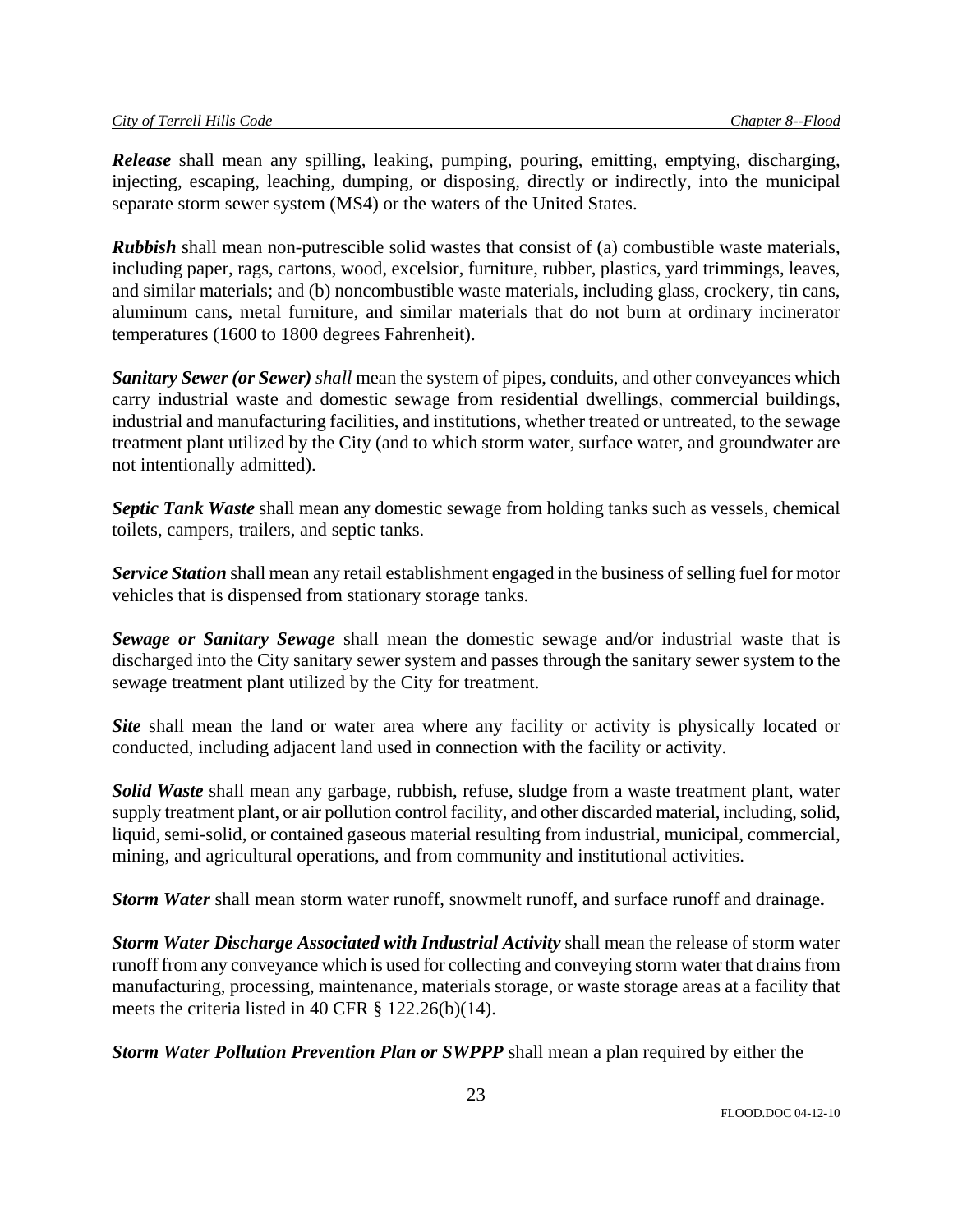***Release*** shall mean any spilling, leaking, pumping, pouring, emitting, emptying, discharging, injecting, escaping, leaching, dumping, or disposing, directly or indirectly, into the municipal separate storm sewer system (MS4) or the waters of the United States.

***Rubbish*** shall mean non-putrescible solid wastes that consist of (a) combustible waste materials, including paper, rags, cartons, wood, excelsior, furniture, rubber, plastics, yard trimmings, leaves, and similar materials; and (b) noncombustible waste materials, including glass, crockery, tin cans, aluminum cans, metal furniture, and similar materials that do not burn at ordinary incinerator temperatures (1600 to 1800 degrees Fahrenheit).

***Sanitary Sewer (or Sewer)*** *shall* mean the system of pipes, conduits, and other conveyances which carry industrial waste and domestic sewage from residential dwellings, commercial buildings, industrial and manufacturing facilities, and institutions, whether treated or untreated, to the sewage treatment plant utilized by the City (and to which storm water, surface water, and groundwater are not intentionally admitted).

***Septic Tank Waste*** shall mean any domestic sewage from holding tanks such as vessels, chemical toilets, campers, trailers, and septic tanks.

***Service Station*** shall mean any retail establishment engaged in the business of selling fuel for motor vehicles that is dispensed from stationary storage tanks.

***Sewage or Sanitary Sewage*** shall mean the domestic sewage and/or industrial waste that is discharged into the City sanitary sewer system and passes through the sanitary sewer system to the sewage treatment plant utilized by the City for treatment.

***Site*** shall mean the land or water area where any facility or activity is physically located or conducted, including adjacent land used in connection with the facility or activity.

***Solid Waste*** shall mean any garbage, rubbish, refuse, sludge from a waste treatment plant, water supply treatment plant, or air pollution control facility, and other discarded material, including, solid, liquid, semi-solid, or contained gaseous material resulting from industrial, municipal, commercial, mining, and agricultural operations, and from community and institutional activities.

***Storm Water*** shall mean storm water runoff, snowmelt runoff, and surface runoff and drainage**.**

***Storm Water Discharge Associated with Industrial Activity*** shall mean the release of storm water runoff from any conveyance which is used for collecting and conveying storm water that drains from manufacturing, processing, maintenance, materials storage, or waste storage areas at a facility that meets the criteria listed in 40 CFR § 122.26(b)(14).

***Storm Water Pollution Prevention Plan or SWPPP*** shall mean a plan required by either the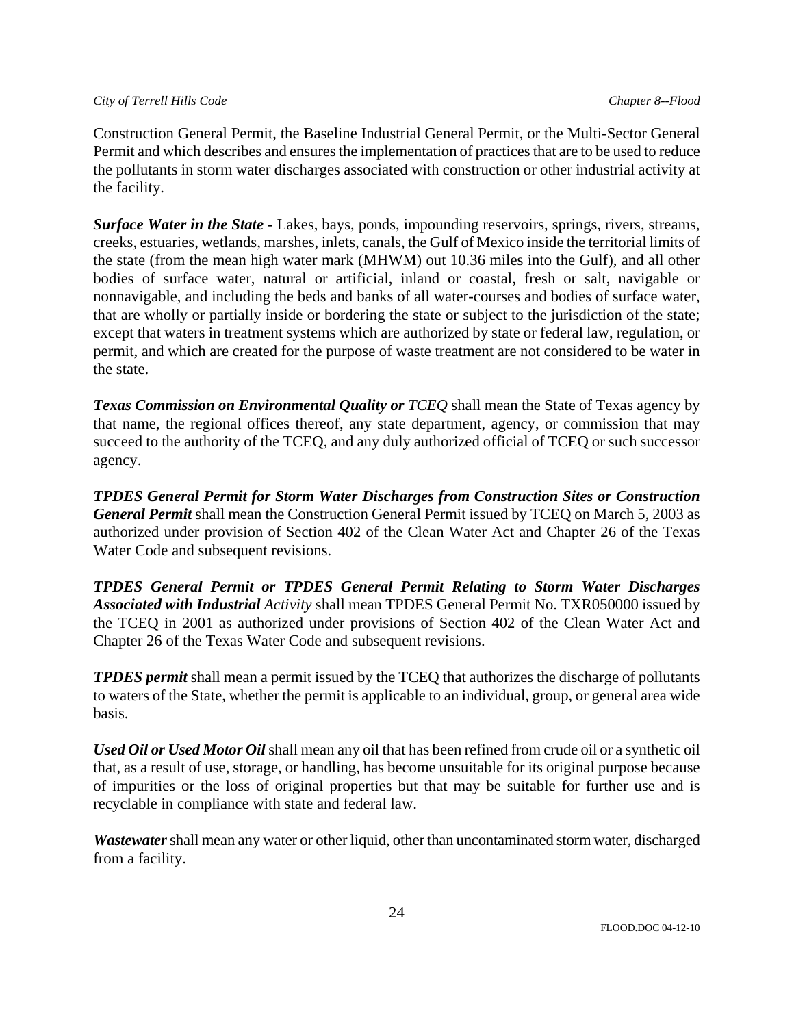Construction General Permit, the Baseline Industrial General Permit, or the Multi-Sector General Permit and which describes and ensures the implementation of practices that are to be used to reduce the pollutants in storm water discharges associated with construction or other industrial activity at the facility.

***Surface Water in the State*** - Lakes, bays, ponds, impounding reservoirs, springs, rivers, streams, creeks, estuaries, wetlands, marshes, inlets, canals, the Gulf of Mexico inside the territorial limits of the state (from the mean high water mark (MHWM) out 10.36 miles into the Gulf), and all other bodies of surface water, natural or artificial, inland or coastal, fresh or salt, navigable or nonnavigable, and including the beds and banks of all water-courses and bodies of surface water, that are wholly or partially inside or bordering the state or subject to the jurisdiction of the state; except that waters in treatment systems which are authorized by state or federal law, regulation, or permit, and which are created for the purpose of waste treatment are not considered to be water in the state.

***Texas Commission on Environmental Quality or*** *TCEQ* shall mean the State of Texas agency by that name, the regional offices thereof, any state department, agency, or commission that may succeed to the authority of the TCEQ, and any duly authorized official of TCEQ or such successor agency.

***TPDES General Permit for Storm Water Discharges from Construction Sites or Construction General Permit*** shall mean the Construction General Permit issued by TCEQ on March 5, 2003 as authorized under provision of Section 402 of the Clean Water Act and Chapter 26 of the Texas Water Code and subsequent revisions.

***TPDES General Permit or TPDES General Permit Relating to Storm Water Discharges Associated with Industrial*** *Activity* shall mean TPDES General Permit No. TXR050000 issued by the TCEQ in 2001 as authorized under provisions of Section 402 of the Clean Water Act and Chapter 26 of the Texas Water Code and subsequent revisions.

***TPDES permit*** shall mean a permit issued by the TCEQ that authorizes the discharge of pollutants to waters of the State, whether the permit is applicable to an individual, group, or general area wide basis.

***Used Oil or Used Motor Oil*** shall mean any oil that has been refined from crude oil or a synthetic oil that, as a result of use, storage, or handling, has become unsuitable for its original purpose because of impurities or the loss of original properties but that may be suitable for further use and is recyclable in compliance with state and federal law.

***Wastewater*** shall mean any water or other liquid, other than uncontaminated storm water, discharged from a facility.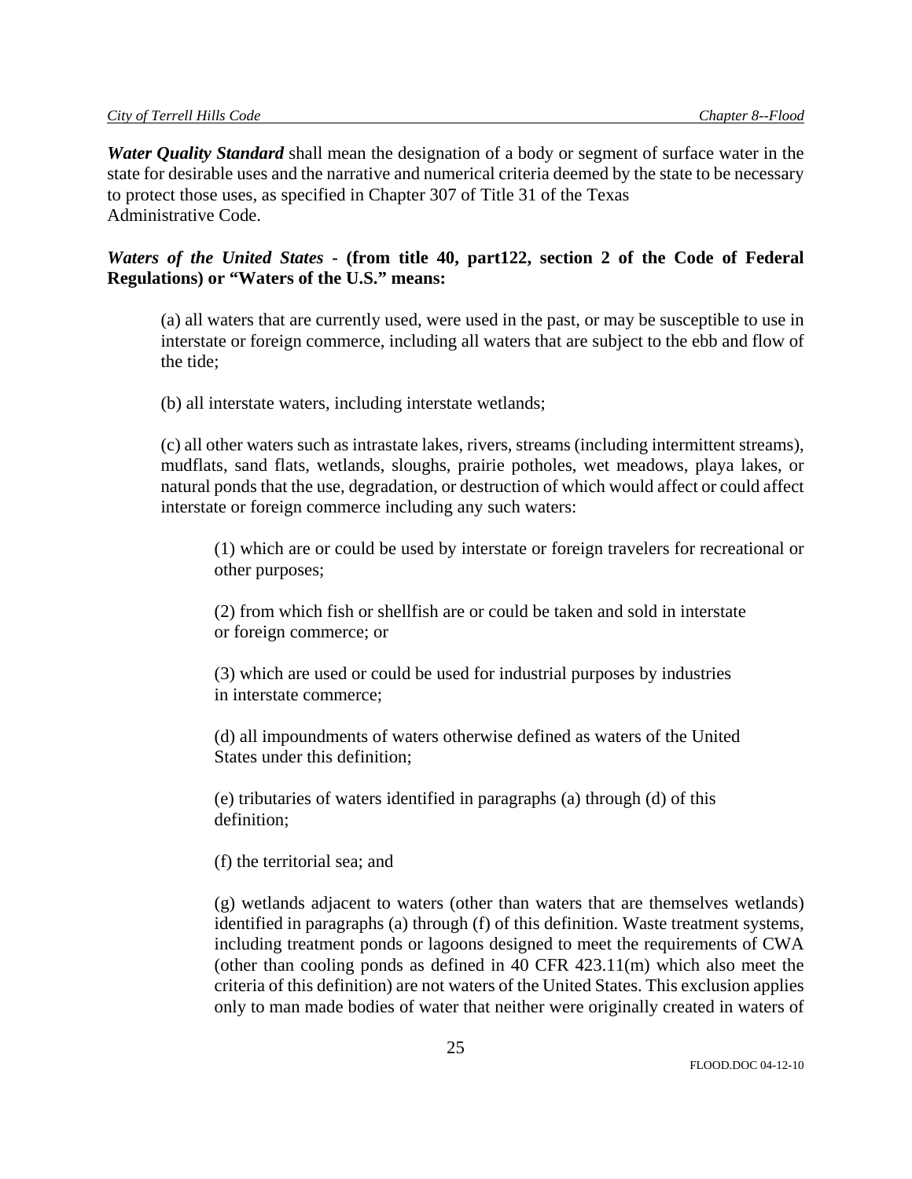***Water Quality Standard*** shall mean the designation of a body or segment of surface water in the state for desirable uses and the narrative and numerical criteria deemed by the state to be necessary to protect those uses, as specified in Chapter 307 of Title 31 of the Texas Administrative Code.

***Waters of the United States*** **- (from title 40, part122, section 2 of the Code of Federal Regulations) or "Waters of the U.S." means:**

(a) all waters that are currently used, were used in the past, or may be susceptible to use in interstate or foreign commerce, including all waters that are subject to the ebb and flow of the tide;

(b) all interstate waters, including interstate wetlands;

(c) all other waters such as intrastate lakes, rivers, streams (including intermittent streams), mudflats, sand flats, wetlands, sloughs, prairie potholes, wet meadows, playa lakes, or natural ponds that the use, degradation, or destruction of which would affect or could affect interstate or foreign commerce including any such waters:

(1) which are or could be used by interstate or foreign travelers for recreational or other purposes;

(2) from which fish or shellfish are or could be taken and sold in interstate or foreign commerce; or

(3) which are used or could be used for industrial purposes by industries in interstate commerce;

(d) all impoundments of waters otherwise defined as waters of the United States under this definition;

(e) tributaries of waters identified in paragraphs (a) through (d) of this definition;

(f) the territorial sea; and

(g) wetlands adjacent to waters (other than waters that are themselves wetlands) identified in paragraphs (a) through (f) of this definition. Waste treatment systems, including treatment ponds or lagoons designed to meet the requirements of CWA (other than cooling ponds as defined in 40 CFR 423.11(m) which also meet the criteria of this definition) are not waters of the United States. This exclusion applies only to man made bodies of water that neither were originally created in waters of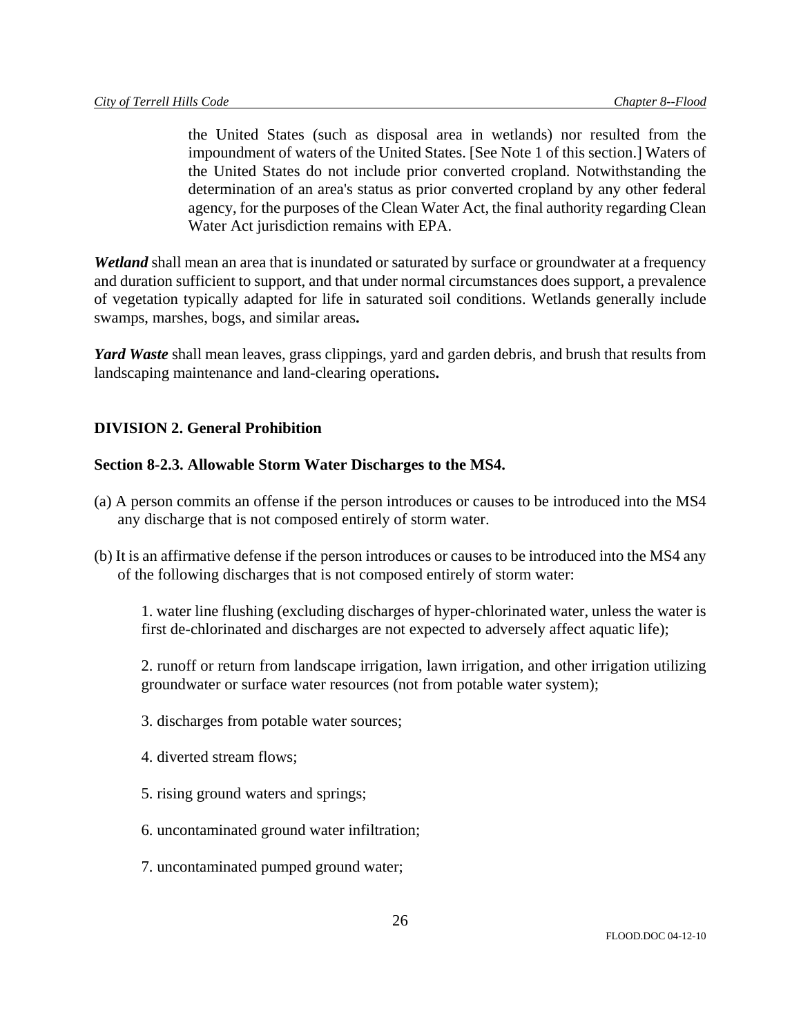the United States (such as disposal area in wetlands) nor resulted from the impoundment of waters of the United States. [See Note 1 of this section.] Waters of the United States do not include prior converted cropland. Notwithstanding the determination of an area's status as prior converted cropland by any other federal agency, for the purposes of the Clean Water Act, the final authority regarding Clean Water Act jurisdiction remains with EPA.

***Wetland*** shall mean an area that is inundated or saturated by surface or groundwater at a frequency and duration sufficient to support, and that under normal circumstances does support, a prevalence of vegetation typically adapted for life in saturated soil conditions. Wetlands generally include swamps, marshes, bogs, and similar areas**.**

***Yard Waste*** shall mean leaves, grass clippings, yard and garden debris, and brush that results from landscaping maintenance and land-clearing operations**.**

## DIVISION 2. General Prohibition

### Section 8-2.3. Allowable Storm Water Discharges to the MS4.

(a) A person commits an offense if the person introduces or causes to be introduced into the MS4 any discharge that is not composed entirely of storm water.

(b) It is an affirmative defense if the person introduces or causes to be introduced into the MS4 any of the following discharges that is not composed entirely of storm water:

1. water line flushing (excluding discharges of hyper-chlorinated water, unless the water is first de-chlorinated and discharges are not expected to adversely affect aquatic life);

2. runoff or return from landscape irrigation, lawn irrigation, and other irrigation utilizing groundwater or surface water resources (not from potable water system);

3. discharges from potable water sources;

4. diverted stream flows;

5. rising ground waters and springs;

6. uncontaminated ground water infiltration;

7. uncontaminated pumped ground water;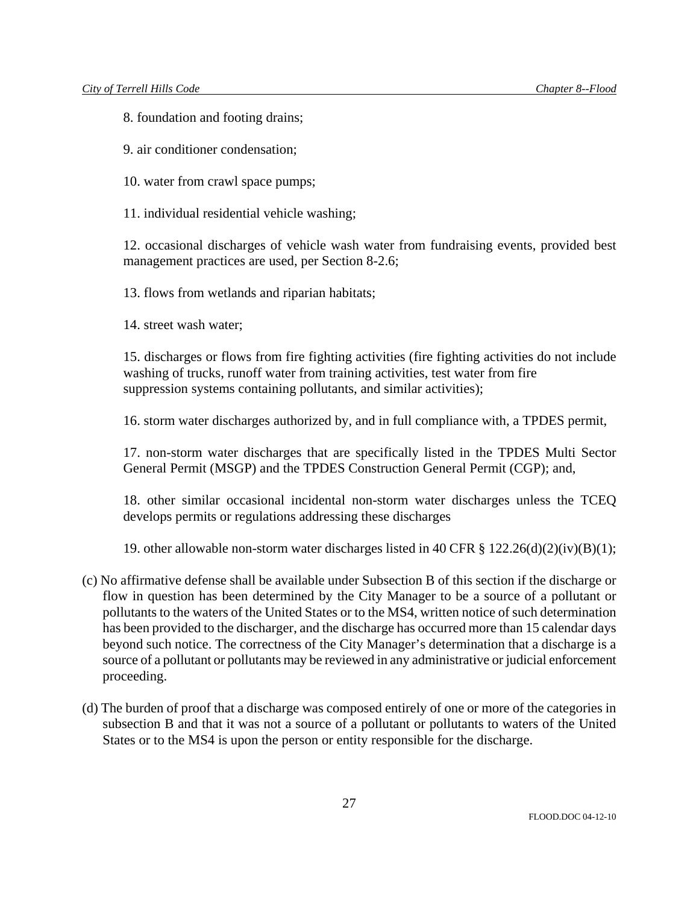8. foundation and footing drains;

9. air conditioner condensation;

10. water from crawl space pumps;

11. individual residential vehicle washing;

12. occasional discharges of vehicle wash water from fundraising events, provided best management practices are used, per Section 8-2.6;

13. flows from wetlands and riparian habitats;

14. street wash water;

15. discharges or flows from fire fighting activities (fire fighting activities do not include washing of trucks, runoff water from training activities, test water from fire suppression systems containing pollutants, and similar activities);

16. storm water discharges authorized by, and in full compliance with, a TPDES permit,

17. non-storm water discharges that are specifically listed in the TPDES Multi Sector General Permit (MSGP) and the TPDES Construction General Permit (CGP); and,

18. other similar occasional incidental non-storm water discharges unless the TCEQ develops permits or regulations addressing these discharges

19. other allowable non-storm water discharges listed in 40 CFR § 122.26(d)(2)(iv)(B)(1);

(c) No affirmative defense shall be available under Subsection B of this section if the discharge or flow in question has been determined by the City Manager to be a source of a pollutant or pollutants to the waters of the United States or to the MS4, written notice of such determination has been provided to the discharger, and the discharge has occurred more than 15 calendar days beyond such notice. The correctness of the City Manager's determination that a discharge is a source of a pollutant or pollutants may be reviewed in any administrative or judicial enforcement proceeding.

(d) The burden of proof that a discharge was composed entirely of one or more of the categories in subsection B and that it was not a source of a pollutant or pollutants to waters of the United States or to the MS4 is upon the person or entity responsible for the discharge.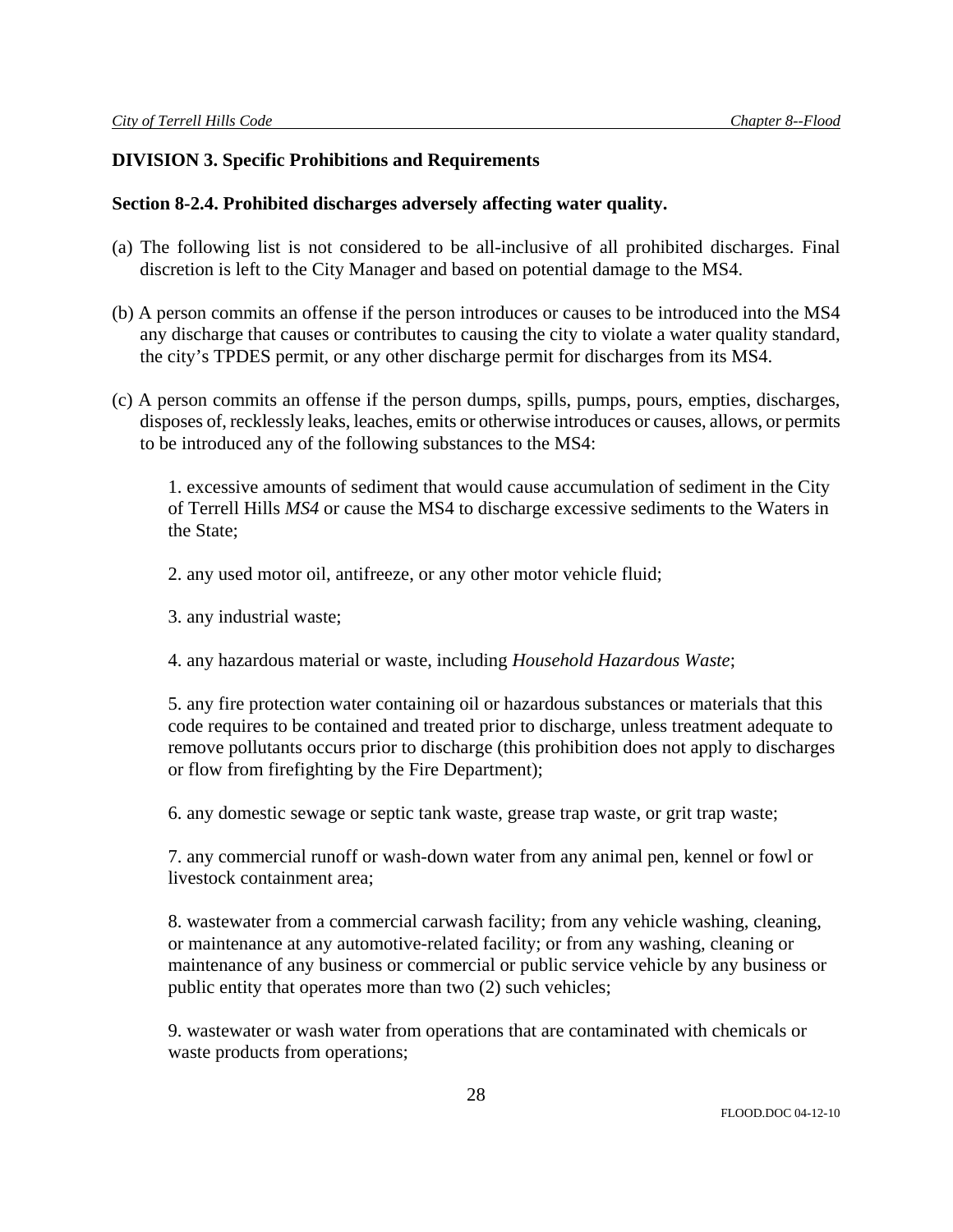## DIVISION 3. Specific Prohibitions and Requirements

### Section 8-2.4. Prohibited discharges adversely affecting water quality.

(a) The following list is not considered to be all-inclusive of all prohibited discharges. Final discretion is left to the City Manager and based on potential damage to the MS4.

(b) A person commits an offense if the person introduces or causes to be introduced into the MS4 any discharge that causes or contributes to causing the city to violate a water quality standard, the city's TPDES permit, or any other discharge permit for discharges from its MS4.

(c) A person commits an offense if the person dumps, spills, pumps, pours, empties, discharges, disposes of, recklessly leaks, leaches, emits or otherwise introduces or causes, allows, or permits to be introduced any of the following substances to the MS4:

1. excessive amounts of sediment that would cause accumulation of sediment in the City of Terrell Hills *MS4* or cause the MS4 to discharge excessive sediments to the Waters in the State;

2. any used motor oil, antifreeze, or any other motor vehicle fluid;

3. any industrial waste;

4. any hazardous material or waste, including *Household Hazardous Waste*;

5. any fire protection water containing oil or hazardous substances or materials that this code requires to be contained and treated prior to discharge, unless treatment adequate to remove pollutants occurs prior to discharge (this prohibition does not apply to discharges or flow from firefighting by the Fire Department);

6. any domestic sewage or septic tank waste, grease trap waste, or grit trap waste;

7. any commercial runoff or wash-down water from any animal pen, kennel or fowl or livestock containment area;

8. wastewater from a commercial carwash facility; from any vehicle washing, cleaning, or maintenance at any automotive-related facility; or from any washing, cleaning or maintenance of any business or commercial or public service vehicle by any business or public entity that operates more than two (2) such vehicles;

9. wastewater or wash water from operations that are contaminated with chemicals or waste products from operations;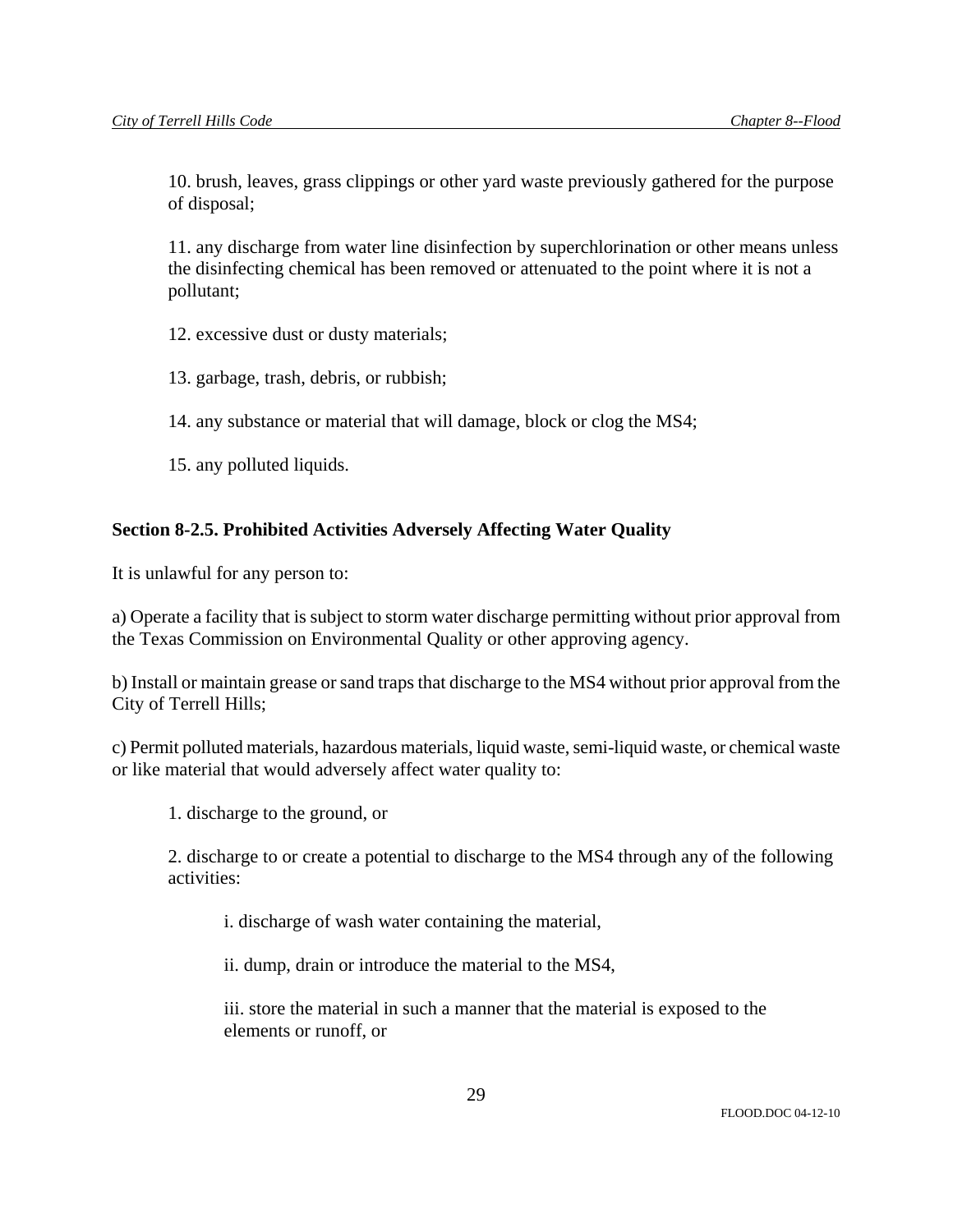10. brush, leaves, grass clippings or other yard waste previously gathered for the purpose of disposal;

11. any discharge from water line disinfection by superchlorination or other means unless the disinfecting chemical has been removed or attenuated to the point where it is not a pollutant;

12. excessive dust or dusty materials;

13. garbage, trash, debris, or rubbish;

14. any substance or material that will damage, block or clog the MS4;

15. any polluted liquids.

**Section 8-2.5. Prohibited Activities Adversely Affecting Water Quality**

It is unlawful for any person to:

a) Operate a facility that is subject to storm water discharge permitting without prior approval from the Texas Commission on Environmental Quality or other approving agency.

b) Install or maintain grease or sand traps that discharge to the MS4 without prior approval from the City of Terrell Hills;

c) Permit polluted materials, hazardous materials, liquid waste, semi-liquid waste, or chemical waste or like material that would adversely affect water quality to:

1. discharge to the ground, or

2. discharge to or create a potential to discharge to the MS4 through any of the following activities:

i. discharge of wash water containing the material,

ii. dump, drain or introduce the material to the MS4,

iii. store the material in such a manner that the material is exposed to the elements or runoff, or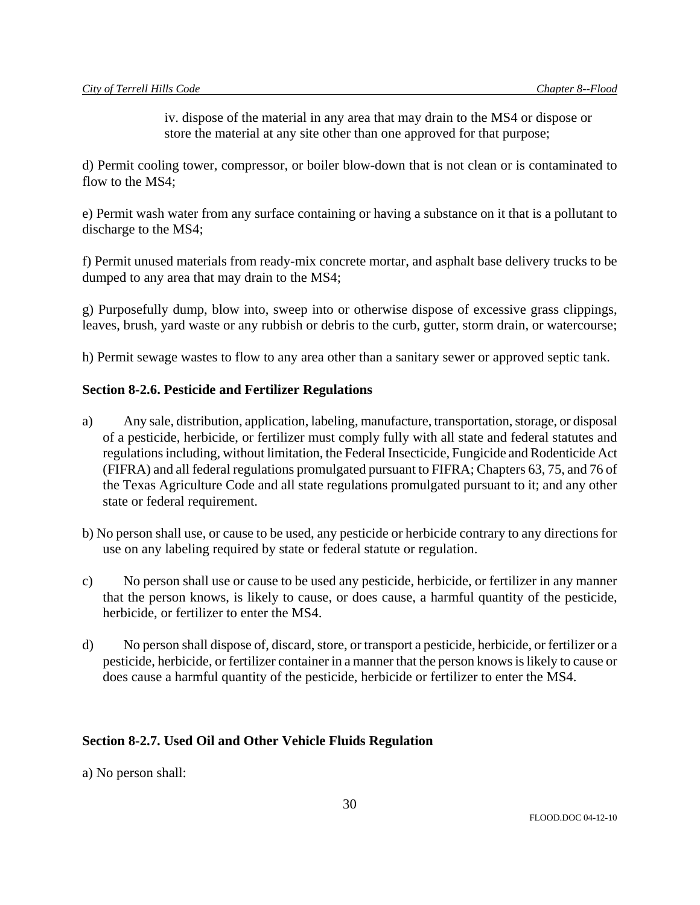iv. dispose of the material in any area that may drain to the MS4 or dispose or store the material at any site other than one approved for that purpose;

d) Permit cooling tower, compressor, or boiler blow-down that is not clean or is contaminated to flow to the MS4;

e) Permit wash water from any surface containing or having a substance on it that is a pollutant to discharge to the MS4;

f) Permit unused materials from ready-mix concrete mortar, and asphalt base delivery trucks to be dumped to any area that may drain to the MS4;

g) Purposefully dump, blow into, sweep into or otherwise dispose of excessive grass clippings, leaves, brush, yard waste or any rubbish or debris to the curb, gutter, storm drain, or watercourse;

h) Permit sewage wastes to flow to any area other than a sanitary sewer or approved septic tank.

**Section 8-2.6. Pesticide and Fertilizer Regulations**

a) Any sale, distribution, application, labeling, manufacture, transportation, storage, or disposal of a pesticide, herbicide, or fertilizer must comply fully with all state and federal statutes and regulations including, without limitation, the Federal Insecticide, Fungicide and Rodenticide Act (FIFRA) and all federal regulations promulgated pursuant to FIFRA; Chapters 63, 75, and 76 of the Texas Agriculture Code and all state regulations promulgated pursuant to it; and any other state or federal requirement.

b) No person shall use, or cause to be used, any pesticide or herbicide contrary to any directions for use on any labeling required by state or federal statute or regulation.

c) No person shall use or cause to be used any pesticide, herbicide, or fertilizer in any manner that the person knows, is likely to cause, or does cause, a harmful quantity of the pesticide, herbicide, or fertilizer to enter the MS4.

d) No person shall dispose of, discard, store, or transport a pesticide, herbicide, or fertilizer or a pesticide, herbicide, or fertilizer container in a manner that the person knows is likely to cause or does cause a harmful quantity of the pesticide, herbicide or fertilizer to enter the MS4.

**Section 8-2.7. Used Oil and Other Vehicle Fluids Regulation**

a) No person shall: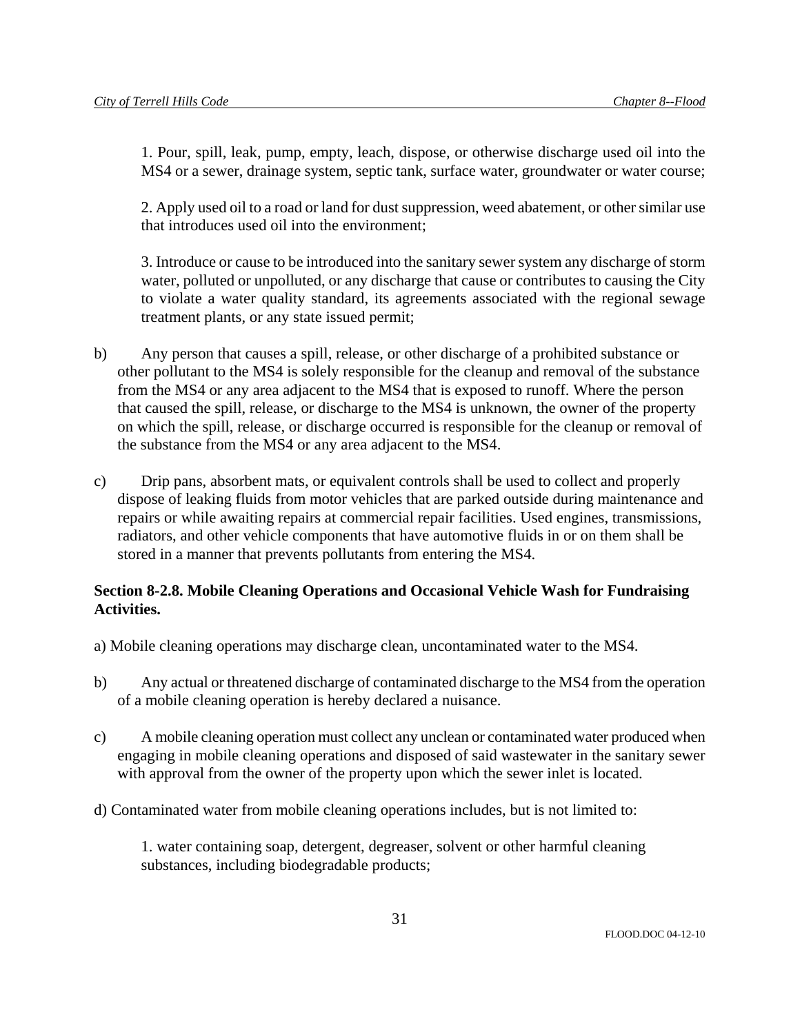1. Pour, spill, leak, pump, empty, leach, dispose, or otherwise discharge used oil into the MS4 or a sewer, drainage system, septic tank, surface water, groundwater or water course;

2. Apply used oil to a road or land for dust suppression, weed abatement, or other similar use that introduces used oil into the environment;

3. Introduce or cause to be introduced into the sanitary sewer system any discharge of storm water, polluted or unpolluted, or any discharge that cause or contributes to causing the City to violate a water quality standard, its agreements associated with the regional sewage treatment plants, or any state issued permit;

b) Any person that causes a spill, release, or other discharge of a prohibited substance or other pollutant to the MS4 is solely responsible for the cleanup and removal of the substance from the MS4 or any area adjacent to the MS4 that is exposed to runoff. Where the person that caused the spill, release, or discharge to the MS4 is unknown, the owner of the property on which the spill, release, or discharge occurred is responsible for the cleanup or removal of the substance from the MS4 or any area adjacent to the MS4.

c) Drip pans, absorbent mats, or equivalent controls shall be used to collect and properly dispose of leaking fluids from motor vehicles that are parked outside during maintenance and repairs or while awaiting repairs at commercial repair facilities. Used engines, transmissions, radiators, and other vehicle components that have automotive fluids in or on them shall be stored in a manner that prevents pollutants from entering the MS4.

**Section 8-2.8. Mobile Cleaning Operations and Occasional Vehicle Wash for Fundraising Activities.**

a) Mobile cleaning operations may discharge clean, uncontaminated water to the MS4.

b) Any actual or threatened discharge of contaminated discharge to the MS4 from the operation of a mobile cleaning operation is hereby declared a nuisance.

c) A mobile cleaning operation must collect any unclean or contaminated water produced when engaging in mobile cleaning operations and disposed of said wastewater in the sanitary sewer with approval from the owner of the property upon which the sewer inlet is located.

d) Contaminated water from mobile cleaning operations includes, but is not limited to:

1. water containing soap, detergent, degreaser, solvent or other harmful cleaning substances, including biodegradable products;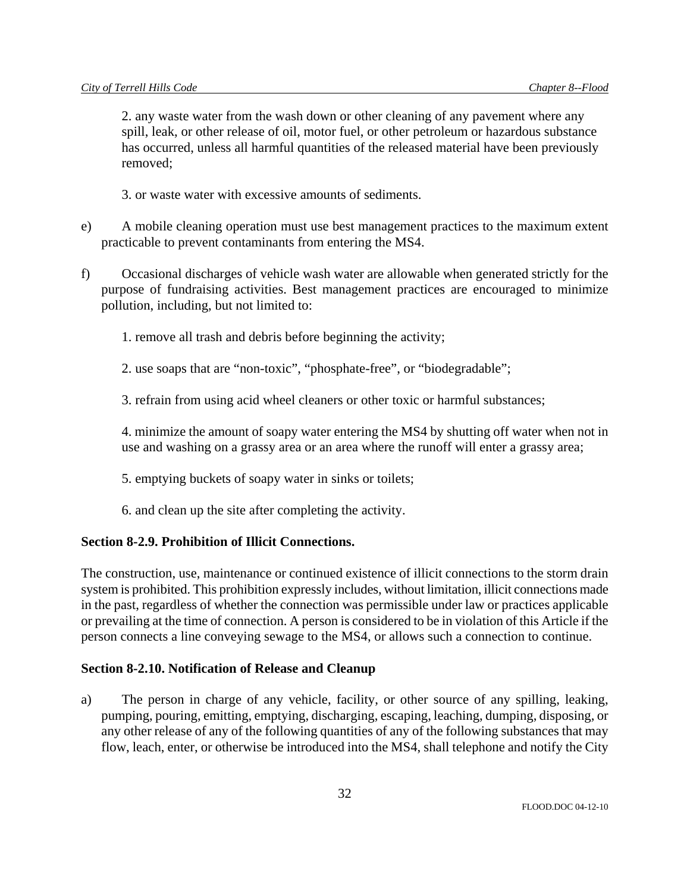2. any waste water from the wash down or other cleaning of any pavement where any spill, leak, or other release of oil, motor fuel, or other petroleum or hazardous substance has occurred, unless all harmful quantities of the released material have been previously removed;

3. or waste water with excessive amounts of sediments.

e) A mobile cleaning operation must use best management practices to the maximum extent practicable to prevent contaminants from entering the MS4.

f) Occasional discharges of vehicle wash water are allowable when generated strictly for the purpose of fundraising activities. Best management practices are encouraged to minimize pollution, including, but not limited to:

1. remove all trash and debris before beginning the activity;

2. use soaps that are "non-toxic", "phosphate-free", or "biodegradable";

3. refrain from using acid wheel cleaners or other toxic or harmful substances;

4. minimize the amount of soapy water entering the MS4 by shutting off water when not in use and washing on a grassy area or an area where the runoff will enter a grassy area;

5. emptying buckets of soapy water in sinks or toilets;

6. and clean up the site after completing the activity.

**Section 8-2.9. Prohibition of Illicit Connections.**

The construction, use, maintenance or continued existence of illicit connections to the storm drain system is prohibited. This prohibition expressly includes, without limitation, illicit connections made in the past, regardless of whether the connection was permissible under law or practices applicable or prevailing at the time of connection. A person is considered to be in violation of this Article if the person connects a line conveying sewage to the MS4, or allows such a connection to continue.

**Section 8-2.10. Notification of Release and Cleanup**

a) The person in charge of any vehicle, facility, or other source of any spilling, leaking, pumping, pouring, emitting, emptying, discharging, escaping, leaching, dumping, disposing, or any other release of any of the following quantities of any of the following substances that may flow, leach, enter, or otherwise be introduced into the MS4, shall telephone and notify the City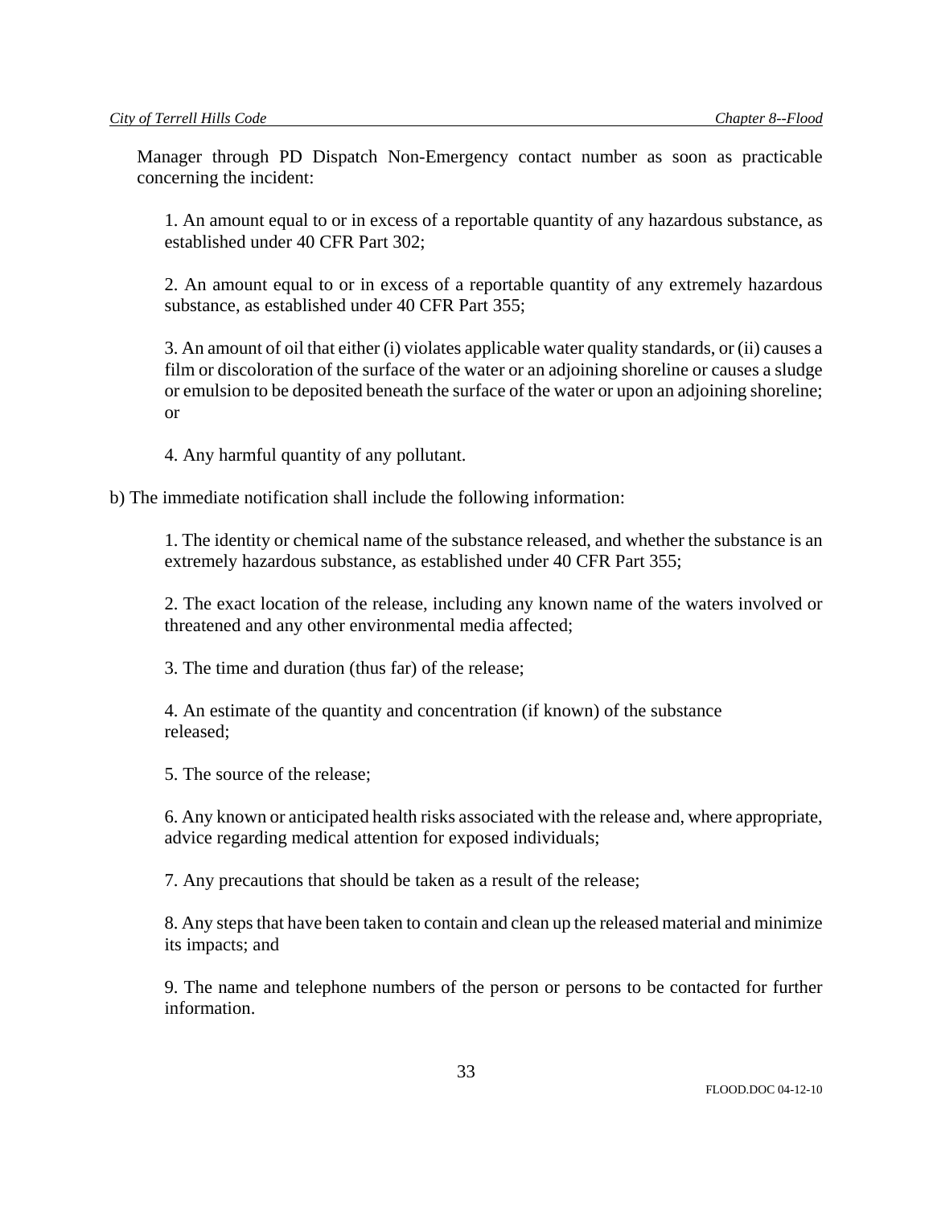Manager through PD Dispatch Non-Emergency contact number as soon as practicable concerning the incident:

1. An amount equal to or in excess of a reportable quantity of any hazardous substance, as established under 40 CFR Part 302;

2. An amount equal to or in excess of a reportable quantity of any extremely hazardous substance, as established under 40 CFR Part 355;

3. An amount of oil that either (i) violates applicable water quality standards, or (ii) causes a film or discoloration of the surface of the water or an adjoining shoreline or causes a sludge or emulsion to be deposited beneath the surface of the water or upon an adjoining shoreline; or

4. Any harmful quantity of any pollutant.

b) The immediate notification shall include the following information:

1. The identity or chemical name of the substance released, and whether the substance is an extremely hazardous substance, as established under 40 CFR Part 355;

2. The exact location of the release, including any known name of the waters involved or threatened and any other environmental media affected;

3. The time and duration (thus far) of the release;

4. An estimate of the quantity and concentration (if known) of the substance released;

5. The source of the release;

6. Any known or anticipated health risks associated with the release and, where appropriate, advice regarding medical attention for exposed individuals;

7. Any precautions that should be taken as a result of the release;

8. Any steps that have been taken to contain and clean up the released material and minimize its impacts; and

9. The name and telephone numbers of the person or persons to be contacted for further information.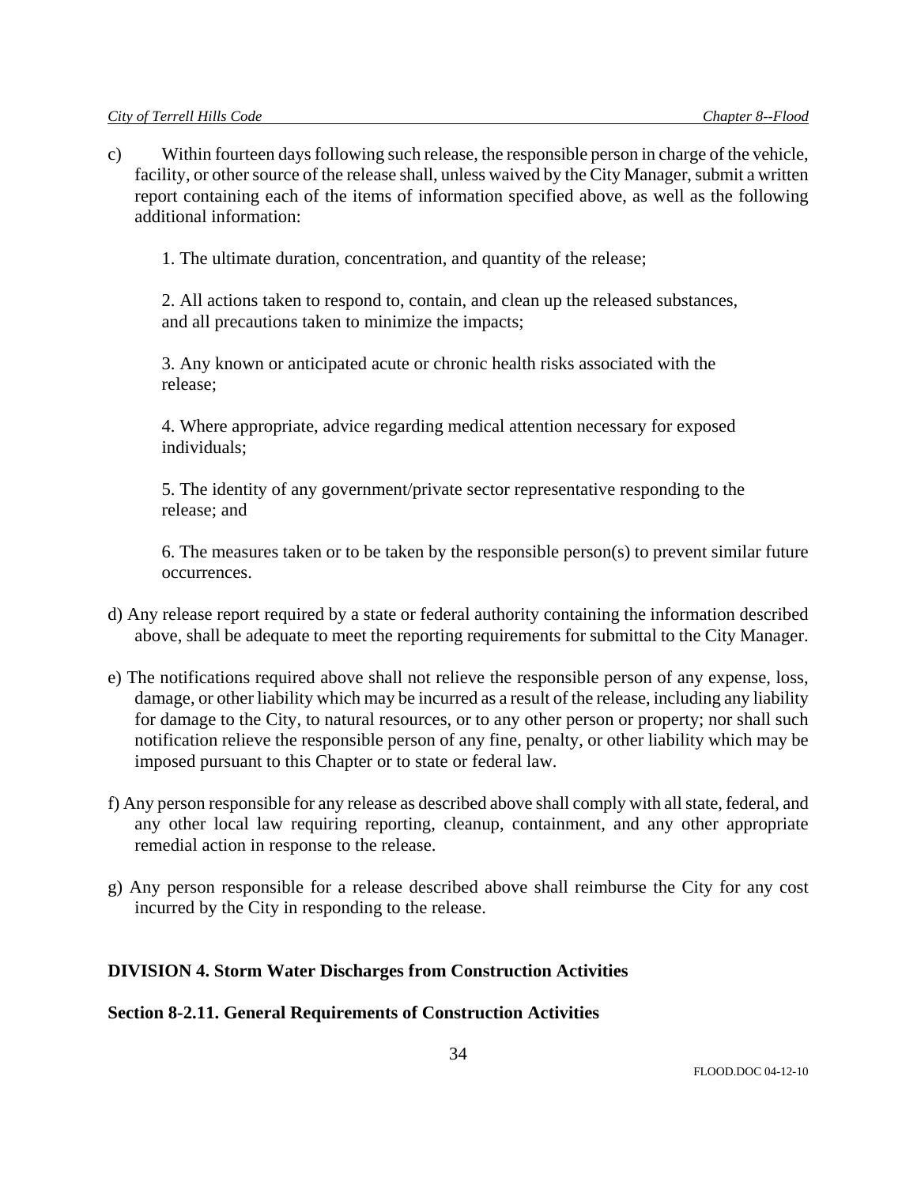c) Within fourteen days following such release, the responsible person in charge of the vehicle, facility, or other source of the release shall, unless waived by the City Manager, submit a written report containing each of the items of information specified above, as well as the following additional information:

1. The ultimate duration, concentration, and quantity of the release;

2. All actions taken to respond to, contain, and clean up the released substances, and all precautions taken to minimize the impacts;

3. Any known or anticipated acute or chronic health risks associated with the release;

4. Where appropriate, advice regarding medical attention necessary for exposed individuals;

5. The identity of any government/private sector representative responding to the release; and

6. The measures taken or to be taken by the responsible person(s) to prevent similar future occurrences.

d) Any release report required by a state or federal authority containing the information described above, shall be adequate to meet the reporting requirements for submittal to the City Manager.

e) The notifications required above shall not relieve the responsible person of any expense, loss, damage, or other liability which may be incurred as a result of the release, including any liability for damage to the City, to natural resources, or to any other person or property; nor shall such notification relieve the responsible person of any fine, penalty, or other liability which may be imposed pursuant to this Chapter or to state or federal law.

f) Any person responsible for any release as described above shall comply with all state, federal, and any other local law requiring reporting, cleanup, containment, and any other appropriate remedial action in response to the release.

g) Any person responsible for a release described above shall reimburse the City for any cost incurred by the City in responding to the release.

## DIVISION 4. Storm Water Discharges from Construction Activities

### Section 8-2.11. General Requirements of Construction Activities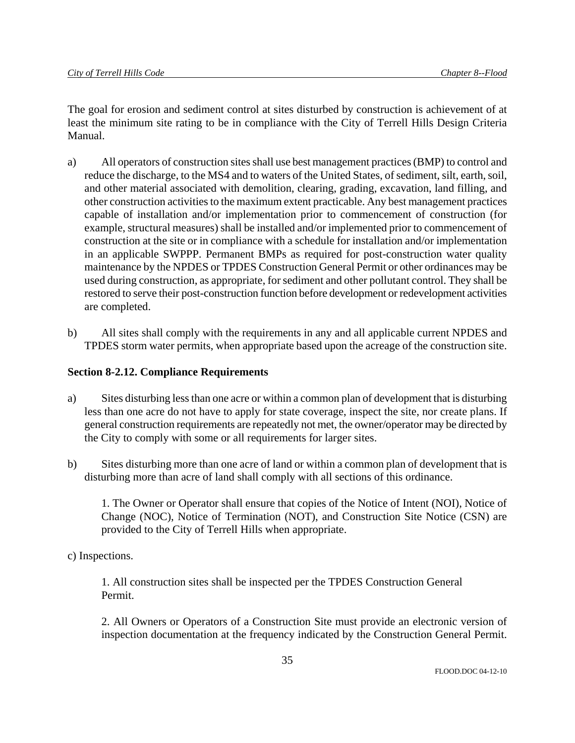The goal for erosion and sediment control at sites disturbed by construction is achievement of at least the minimum site rating to be in compliance with the City of Terrell Hills Design Criteria Manual.

a) All operators of construction sites shall use best management practices (BMP) to control and reduce the discharge, to the MS4 and to waters of the United States, of sediment, silt, earth, soil, and other material associated with demolition, clearing, grading, excavation, land filling, and other construction activities to the maximum extent practicable. Any best management practices capable of installation and/or implementation prior to commencement of construction (for example, structural measures) shall be installed and/or implemented prior to commencement of construction at the site or in compliance with a schedule for installation and/or implementation in an applicable SWPPP. Permanent BMPs as required for post-construction water quality maintenance by the NPDES or TPDES Construction General Permit or other ordinances may be used during construction, as appropriate, for sediment and other pollutant control. They shall be restored to serve their post-construction function before development or redevelopment activities are completed.

b) All sites shall comply with the requirements in any and all applicable current NPDES and TPDES storm water permits, when appropriate based upon the acreage of the construction site.

**Section 8-2.12. Compliance Requirements**

a) Sites disturbing less than one acre or within a common plan of development that is disturbing less than one acre do not have to apply for state coverage, inspect the site, nor create plans. If general construction requirements are repeatedly not met, the owner/operator may be directed by the City to comply with some or all requirements for larger sites.

b) Sites disturbing more than one acre of land or within a common plan of development that is disturbing more than acre of land shall comply with all sections of this ordinance.

1. The Owner or Operator shall ensure that copies of the Notice of Intent (NOI), Notice of Change (NOC), Notice of Termination (NOT), and Construction Site Notice (CSN) are provided to the City of Terrell Hills when appropriate.

c) Inspections.

1. All construction sites shall be inspected per the TPDES Construction General Permit.

2. All Owners or Operators of a Construction Site must provide an electronic version of inspection documentation at the frequency indicated by the Construction General Permit.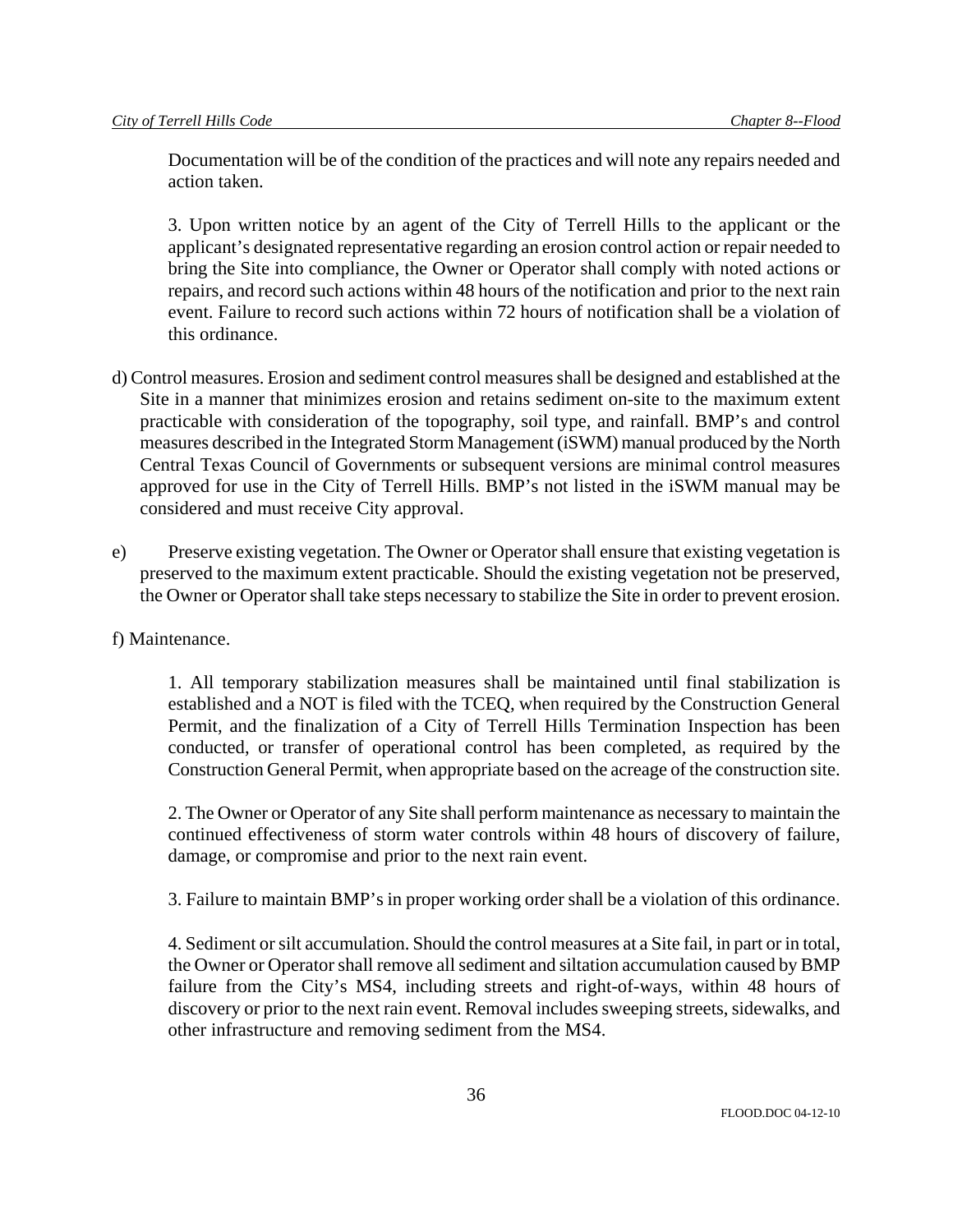Documentation will be of the condition of the practices and will note any repairs needed and action taken.

3. Upon written notice by an agent of the City of Terrell Hills to the applicant or the applicant's designated representative regarding an erosion control action or repair needed to bring the Site into compliance, the Owner or Operator shall comply with noted actions or repairs, and record such actions within 48 hours of the notification and prior to the next rain event. Failure to record such actions within 72 hours of notification shall be a violation of this ordinance.

d) Control measures. Erosion and sediment control measures shall be designed and established at the Site in a manner that minimizes erosion and retains sediment on-site to the maximum extent practicable with consideration of the topography, soil type, and rainfall. BMP's and control measures described in the Integrated Storm Management (iSWM) manual produced by the North Central Texas Council of Governments or subsequent versions are minimal control measures approved for use in the City of Terrell Hills. BMP's not listed in the iSWM manual may be considered and must receive City approval.

e) Preserve existing vegetation. The Owner or Operator shall ensure that existing vegetation is preserved to the maximum extent practicable. Should the existing vegetation not be preserved, the Owner or Operator shall take steps necessary to stabilize the Site in order to prevent erosion.

f) Maintenance.

1. All temporary stabilization measures shall be maintained until final stabilization is established and a NOT is filed with the TCEQ, when required by the Construction General Permit, and the finalization of a City of Terrell Hills Termination Inspection has been conducted, or transfer of operational control has been completed, as required by the Construction General Permit, when appropriate based on the acreage of the construction site.

2. The Owner or Operator of any Site shall perform maintenance as necessary to maintain the continued effectiveness of storm water controls within 48 hours of discovery of failure, damage, or compromise and prior to the next rain event.

3. Failure to maintain BMP's in proper working order shall be a violation of this ordinance.

4. Sediment or silt accumulation. Should the control measures at a Site fail, in part or in total, the Owner or Operator shall remove all sediment and siltation accumulation caused by BMP failure from the City's MS4, including streets and right-of-ways, within 48 hours of discovery or prior to the next rain event. Removal includes sweeping streets, sidewalks, and other infrastructure and removing sediment from the MS4.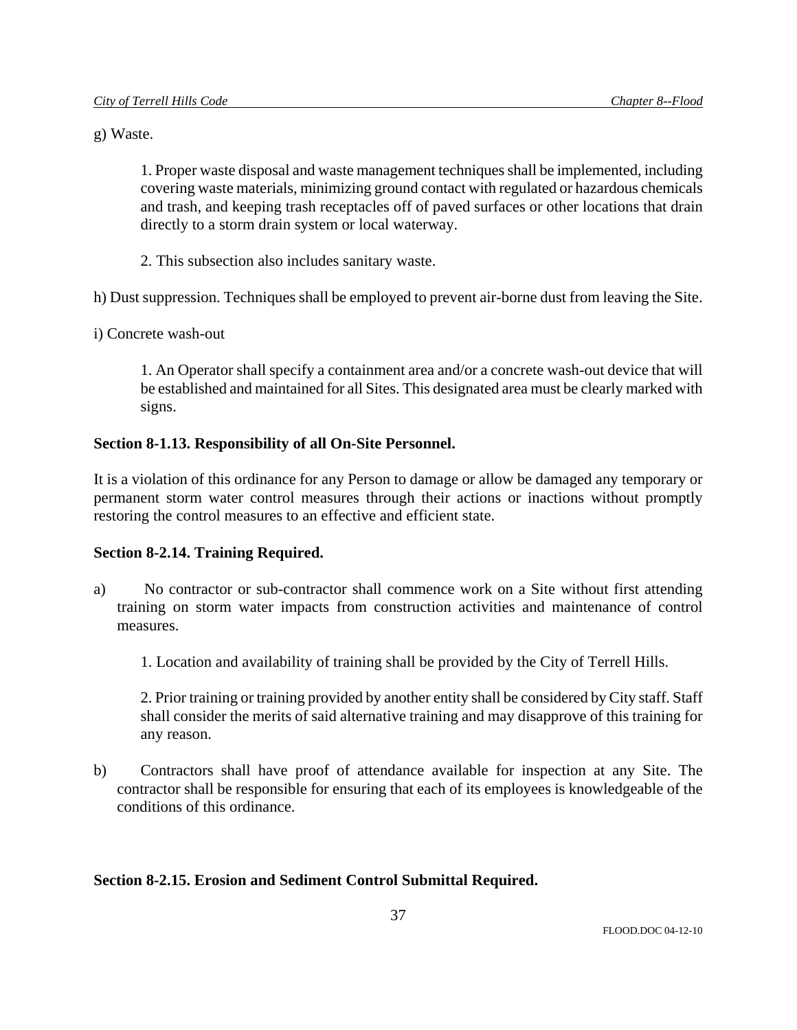g) Waste.

1. Proper waste disposal and waste management techniques shall be implemented, including covering waste materials, minimizing ground contact with regulated or hazardous chemicals and trash, and keeping trash receptacles off of paved surfaces or other locations that drain directly to a storm drain system or local waterway.

2. This subsection also includes sanitary waste.

h) Dust suppression. Techniques shall be employed to prevent air-borne dust from leaving the Site.

i) Concrete wash-out

1. An Operator shall specify a containment area and/or a concrete wash-out device that will be established and maintained for all Sites. This designated area must be clearly marked with signs.

**Section 8-1.13. Responsibility of all On-Site Personnel.**

It is a violation of this ordinance for any Person to damage or allow be damaged any temporary or permanent storm water control measures through their actions or inactions without promptly restoring the control measures to an effective and efficient state.

**Section 8-2.14. Training Required.**

a) No contractor or sub-contractor shall commence work on a Site without first attending training on storm water impacts from construction activities and maintenance of control measures.

1. Location and availability of training shall be provided by the City of Terrell Hills.

2. Prior training or training provided by another entity shall be considered by City staff. Staff shall consider the merits of said alternative training and may disapprove of this training for any reason.

b) Contractors shall have proof of attendance available for inspection at any Site. The contractor shall be responsible for ensuring that each of its employees is knowledgeable of the conditions of this ordinance.

**Section 8-2.15. Erosion and Sediment Control Submittal Required.**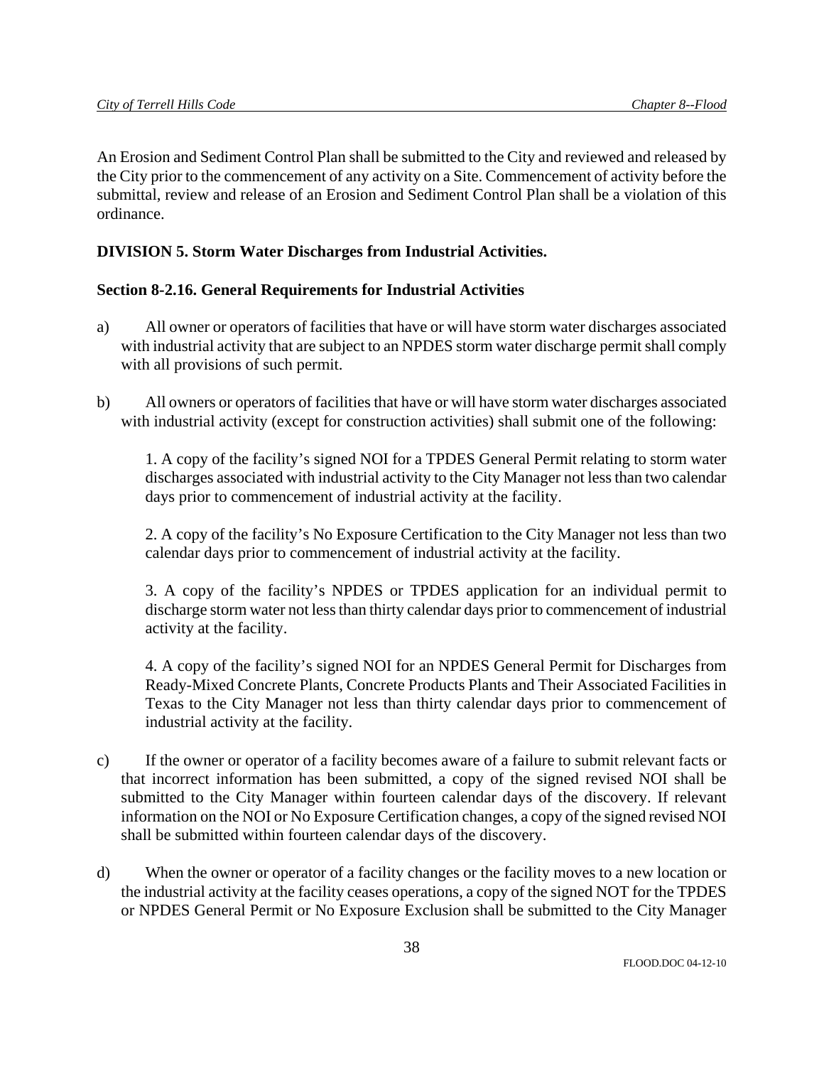An Erosion and Sediment Control Plan shall be submitted to the City and reviewed and released by the City prior to the commencement of any activity on a Site. Commencement of activity before the submittal, review and release of an Erosion and Sediment Control Plan shall be a violation of this ordinance.

## DIVISION 5. Storm Water Discharges from Industrial Activities.

### Section 8-2.16. General Requirements for Industrial Activities

a) All owner or operators of facilities that have or will have storm water discharges associated with industrial activity that are subject to an NPDES storm water discharge permit shall comply with all provisions of such permit.

b) All owners or operators of facilities that have or will have storm water discharges associated with industrial activity (except for construction activities) shall submit one of the following:

1. A copy of the facility's signed NOI for a TPDES General Permit relating to storm water discharges associated with industrial activity to the City Manager not less than two calendar days prior to commencement of industrial activity at the facility.

2. A copy of the facility's No Exposure Certification to the City Manager not less than two calendar days prior to commencement of industrial activity at the facility.

3. A copy of the facility's NPDES or TPDES application for an individual permit to discharge storm water not less than thirty calendar days prior to commencement of industrial activity at the facility.

4. A copy of the facility's signed NOI for an NPDES General Permit for Discharges from Ready-Mixed Concrete Plants, Concrete Products Plants and Their Associated Facilities in Texas to the City Manager not less than thirty calendar days prior to commencement of industrial activity at the facility.

c) If the owner or operator of a facility becomes aware of a failure to submit relevant facts or that incorrect information has been submitted, a copy of the signed revised NOI shall be submitted to the City Manager within fourteen calendar days of the discovery. If relevant information on the NOI or No Exposure Certification changes, a copy of the signed revised NOI shall be submitted within fourteen calendar days of the discovery.

d) When the owner or operator of a facility changes or the facility moves to a new location or the industrial activity at the facility ceases operations, a copy of the signed NOT for the TPDES or NPDES General Permit or No Exposure Exclusion shall be submitted to the City Manager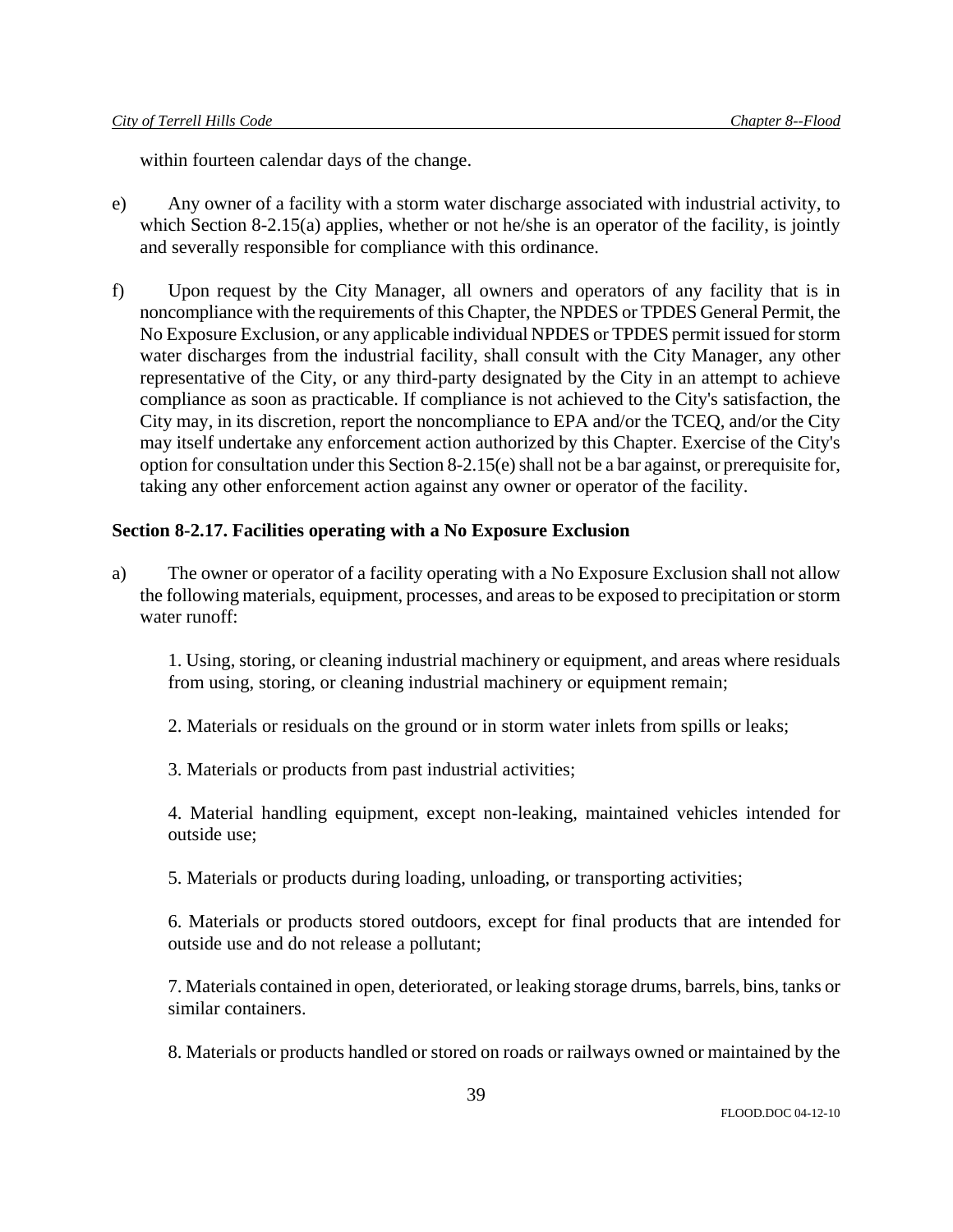within fourteen calendar days of the change.

e) Any owner of a facility with a storm water discharge associated with industrial activity, to which Section 8-2.15(a) applies, whether or not he/she is an operator of the facility, is jointly and severally responsible for compliance with this ordinance.

f) Upon request by the City Manager, all owners and operators of any facility that is in noncompliance with the requirements of this Chapter, the NPDES or TPDES General Permit, the No Exposure Exclusion, or any applicable individual NPDES or TPDES permit issued for storm water discharges from the industrial facility, shall consult with the City Manager, any other representative of the City, or any third-party designated by the City in an attempt to achieve compliance as soon as practicable. If compliance is not achieved to the City's satisfaction, the City may, in its discretion, report the noncompliance to EPA and/or the TCEQ, and/or the City may itself undertake any enforcement action authorized by this Chapter. Exercise of the City's option for consultation under this Section 8-2.15(e) shall not be a bar against, or prerequisite for, taking any other enforcement action against any owner or operator of the facility.

**Section 8-2.17. Facilities operating with a No Exposure Exclusion**

a) The owner or operator of a facility operating with a No Exposure Exclusion shall not allow the following materials, equipment, processes, and areas to be exposed to precipitation or storm water runoff:

1. Using, storing, or cleaning industrial machinery or equipment, and areas where residuals from using, storing, or cleaning industrial machinery or equipment remain;

2. Materials or residuals on the ground or in storm water inlets from spills or leaks;

3. Materials or products from past industrial activities;

4. Material handling equipment, except non-leaking, maintained vehicles intended for outside use;

5. Materials or products during loading, unloading, or transporting activities;

6. Materials or products stored outdoors, except for final products that are intended for outside use and do not release a pollutant;

7. Materials contained in open, deteriorated, or leaking storage drums, barrels, bins, tanks or similar containers.

8. Materials or products handled or stored on roads or railways owned or maintained by the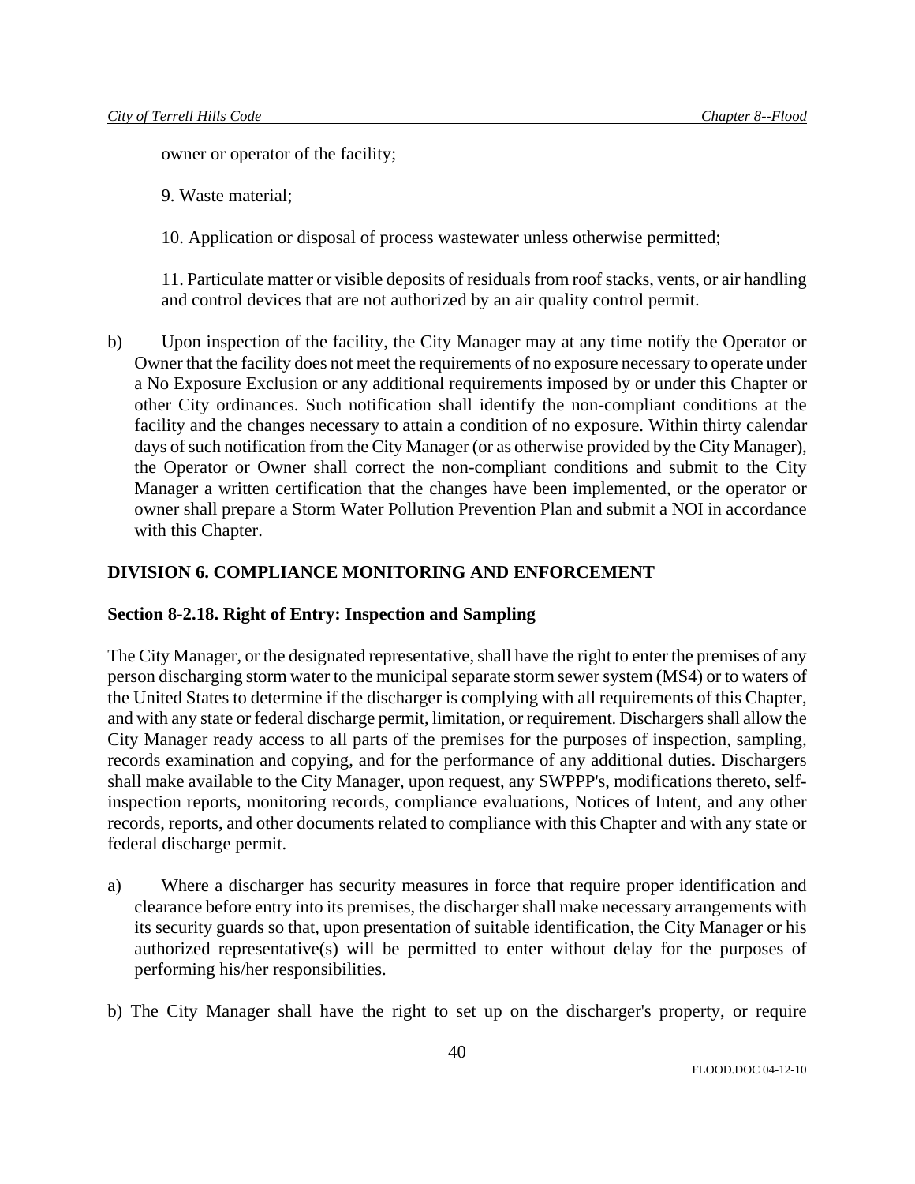owner or operator of the facility;

9. Waste material;

10. Application or disposal of process wastewater unless otherwise permitted;

11. Particulate matter or visible deposits of residuals from roof stacks, vents, or air handling and control devices that are not authorized by an air quality control permit.

b) Upon inspection of the facility, the City Manager may at any time notify the Operator or Owner that the facility does not meet the requirements of no exposure necessary to operate under a No Exposure Exclusion or any additional requirements imposed by or under this Chapter or other City ordinances. Such notification shall identify the non-compliant conditions at the facility and the changes necessary to attain a condition of no exposure. Within thirty calendar days of such notification from the City Manager (or as otherwise provided by the City Manager), the Operator or Owner shall correct the non-compliant conditions and submit to the City Manager a written certification that the changes have been implemented, or the operator or owner shall prepare a Storm Water Pollution Prevention Plan and submit a NOI in accordance with this Chapter.

## DIVISION 6. COMPLIANCE MONITORING AND ENFORCEMENT

### Section 8-2.18. Right of Entry: Inspection and Sampling

The City Manager, or the designated representative, shall have the right to enter the premises of any person discharging storm water to the municipal separate storm sewer system (MS4) or to waters of the United States to determine if the discharger is complying with all requirements of this Chapter, and with any state or federal discharge permit, limitation, or requirement. Dischargers shall allow the City Manager ready access to all parts of the premises for the purposes of inspection, sampling, records examination and copying, and for the performance of any additional duties. Dischargers shall make available to the City Manager, upon request, any SWPPP's, modifications thereto, self-inspection reports, monitoring records, compliance evaluations, Notices of Intent, and any other records, reports, and other documents related to compliance with this Chapter and with any state or federal discharge permit.

a) Where a discharger has security measures in force that require proper identification and clearance before entry into its premises, the discharger shall make necessary arrangements with its security guards so that, upon presentation of suitable identification, the City Manager or his authorized representative(s) will be permitted to enter without delay for the purposes of performing his/her responsibilities.

b) The City Manager shall have the right to set up on the discharger's property, or require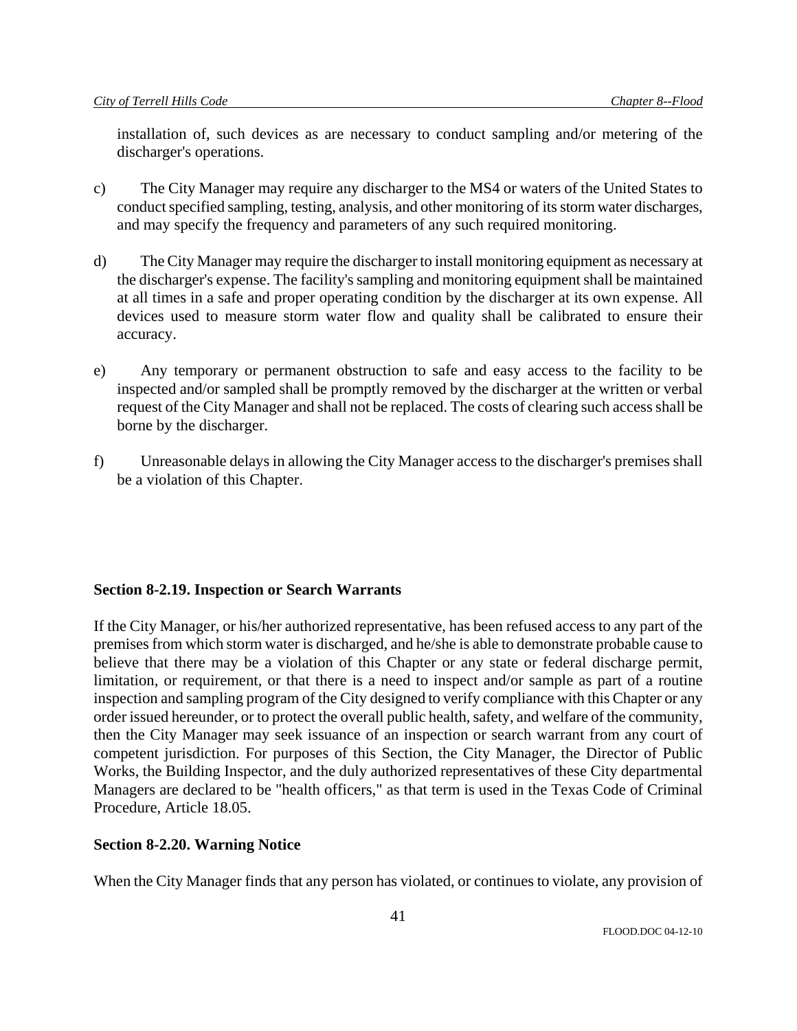installation of, such devices as are necessary to conduct sampling and/or metering of the discharger's operations.

c) The City Manager may require any discharger to the MS4 or waters of the United States to conduct specified sampling, testing, analysis, and other monitoring of its storm water discharges, and may specify the frequency and parameters of any such required monitoring.

d) The City Manager may require the discharger to install monitoring equipment as necessary at the discharger's expense. The facility's sampling and monitoring equipment shall be maintained at all times in a safe and proper operating condition by the discharger at its own expense. All devices used to measure storm water flow and quality shall be calibrated to ensure their accuracy.

e) Any temporary or permanent obstruction to safe and easy access to the facility to be inspected and/or sampled shall be promptly removed by the discharger at the written or verbal request of the City Manager and shall not be replaced. The costs of clearing such access shall be borne by the discharger.

f) Unreasonable delays in allowing the City Manager access to the discharger's premises shall be a violation of this Chapter.

**Section 8-2.19. Inspection or Search Warrants**

If the City Manager, or his/her authorized representative, has been refused access to any part of the premises from which storm water is discharged, and he/she is able to demonstrate probable cause to believe that there may be a violation of this Chapter or any state or federal discharge permit, limitation, or requirement, or that there is a need to inspect and/or sample as part of a routine inspection and sampling program of the City designed to verify compliance with this Chapter or any order issued hereunder, or to protect the overall public health, safety, and welfare of the community, then the City Manager may seek issuance of an inspection or search warrant from any court of competent jurisdiction. For purposes of this Section, the City Manager, the Director of Public Works, the Building Inspector, and the duly authorized representatives of these City departmental Managers are declared to be "health officers," as that term is used in the Texas Code of Criminal Procedure, Article 18.05.

**Section 8-2.20. Warning Notice**

When the City Manager finds that any person has violated, or continues to violate, any provision of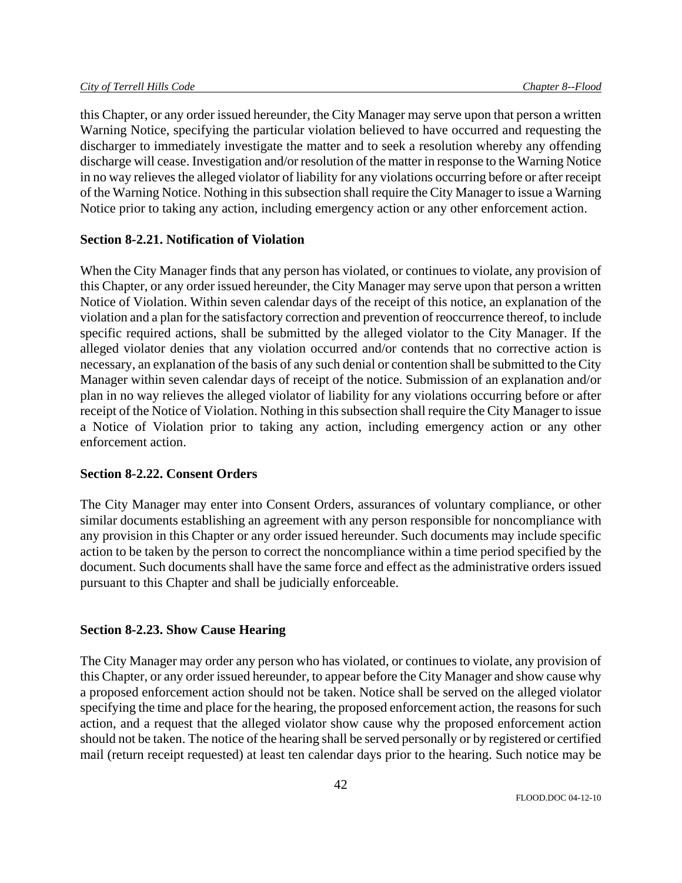this Chapter, or any order issued hereunder, the City Manager may serve upon that person a written Warning Notice, specifying the particular violation believed to have occurred and requesting the discharger to immediately investigate the matter and to seek a resolution whereby any offending discharge will cease. Investigation and/or resolution of the matter in response to the Warning Notice in no way relieves the alleged violator of liability for any violations occurring before or after receipt of the Warning Notice. Nothing in this subsection shall require the City Manager to issue a Warning Notice prior to taking any action, including emergency action or any other enforcement action.

**Section 8-2.21. Notification of Violation**

When the City Manager finds that any person has violated, or continues to violate, any provision of this Chapter, or any order issued hereunder, the City Manager may serve upon that person a written Notice of Violation. Within seven calendar days of the receipt of this notice, an explanation of the violation and a plan for the satisfactory correction and prevention of reoccurrence thereof, to include specific required actions, shall be submitted by the alleged violator to the City Manager. If the alleged violator denies that any violation occurred and/or contends that no corrective action is necessary, an explanation of the basis of any such denial or contention shall be submitted to the City Manager within seven calendar days of receipt of the notice. Submission of an explanation and/or plan in no way relieves the alleged violator of liability for any violations occurring before or after receipt of the Notice of Violation. Nothing in this subsection shall require the City Manager to issue a Notice of Violation prior to taking any action, including emergency action or any other enforcement action.

**Section 8-2.22. Consent Orders**

The City Manager may enter into Consent Orders, assurances of voluntary compliance, or other similar documents establishing an agreement with any person responsible for noncompliance with any provision in this Chapter or any order issued hereunder. Such documents may include specific action to be taken by the person to correct the noncompliance within a time period specified by the document. Such documents shall have the same force and effect as the administrative orders issued pursuant to this Chapter and shall be judicially enforceable.

**Section 8-2.23. Show Cause Hearing**

The City Manager may order any person who has violated, or continues to violate, any provision of this Chapter, or any order issued hereunder, to appear before the City Manager and show cause why a proposed enforcement action should not be taken. Notice shall be served on the alleged violator specifying the time and place for the hearing, the proposed enforcement action, the reasons for such action, and a request that the alleged violator show cause why the proposed enforcement action should not be taken. The notice of the hearing shall be served personally or by registered or certified mail (return receipt requested) at least ten calendar days prior to the hearing. Such notice may be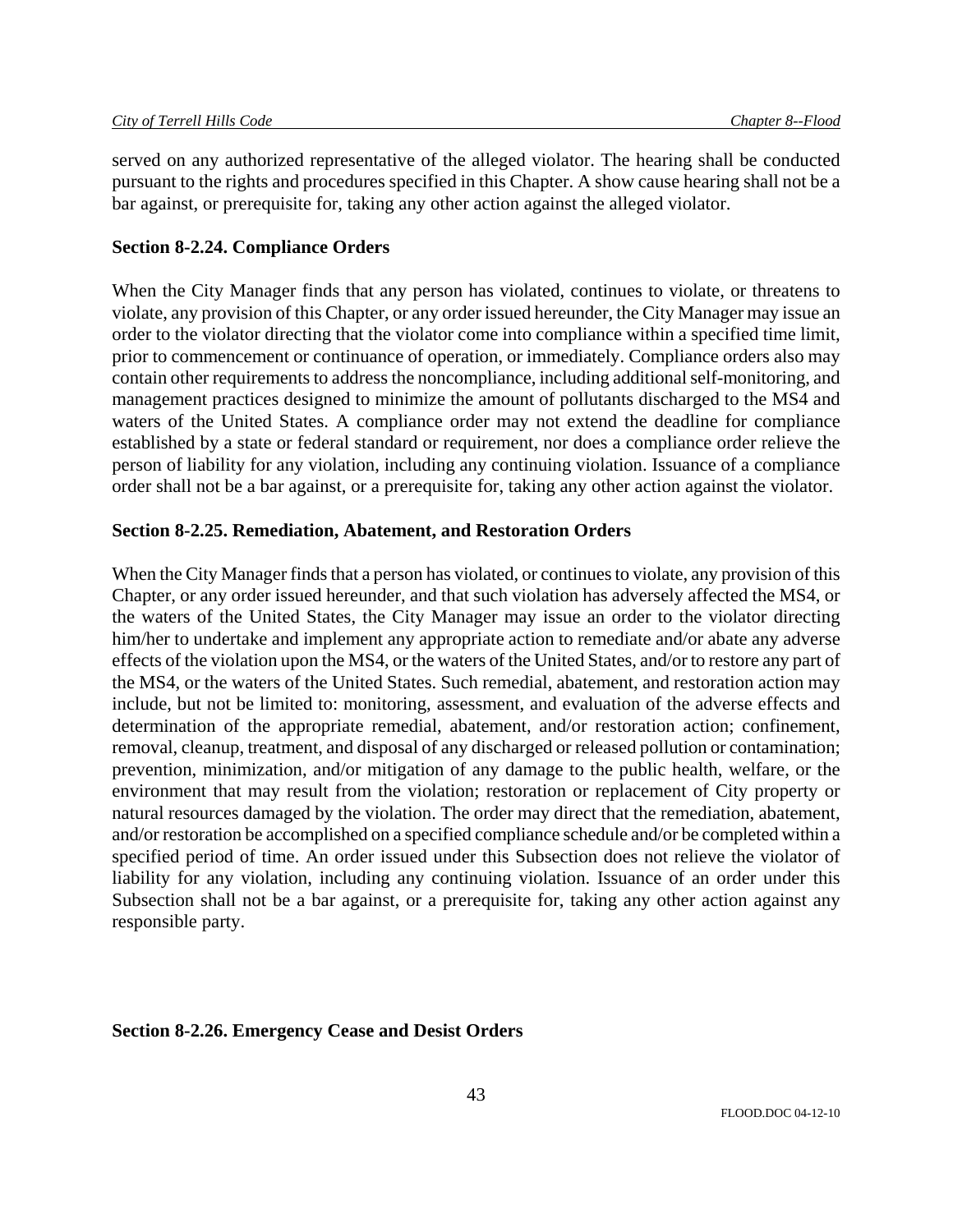served on any authorized representative of the alleged violator. The hearing shall be conducted pursuant to the rights and procedures specified in this Chapter. A show cause hearing shall not be a bar against, or prerequisite for, taking any other action against the alleged violator.

**Section 8-2.24. Compliance Orders**

When the City Manager finds that any person has violated, continues to violate, or threatens to violate, any provision of this Chapter, or any order issued hereunder, the City Manager may issue an order to the violator directing that the violator come into compliance within a specified time limit, prior to commencement or continuance of operation, or immediately. Compliance orders also may contain other requirements to address the noncompliance, including additional self-monitoring, and management practices designed to minimize the amount of pollutants discharged to the MS4 and waters of the United States. A compliance order may not extend the deadline for compliance established by a state or federal standard or requirement, nor does a compliance order relieve the person of liability for any violation, including any continuing violation. Issuance of a compliance order shall not be a bar against, or a prerequisite for, taking any other action against the violator.

**Section 8-2.25. Remediation, Abatement, and Restoration Orders**

When the City Manager finds that a person has violated, or continues to violate, any provision of this Chapter, or any order issued hereunder, and that such violation has adversely affected the MS4, or the waters of the United States, the City Manager may issue an order to the violator directing him/her to undertake and implement any appropriate action to remediate and/or abate any adverse effects of the violation upon the MS4, or the waters of the United States, and/or to restore any part of the MS4, or the waters of the United States. Such remedial, abatement, and restoration action may include, but not be limited to: monitoring, assessment, and evaluation of the adverse effects and determination of the appropriate remedial, abatement, and/or restoration action; confinement, removal, cleanup, treatment, and disposal of any discharged or released pollution or contamination; prevention, minimization, and/or mitigation of any damage to the public health, welfare, or the environment that may result from the violation; restoration or replacement of City property or natural resources damaged by the violation. The order may direct that the remediation, abatement, and/or restoration be accomplished on a specified compliance schedule and/or be completed within a specified period of time. An order issued under this Subsection does not relieve the violator of liability for any violation, including any continuing violation. Issuance of an order under this Subsection shall not be a bar against, or a prerequisite for, taking any other action against any responsible party.

**Section 8-2.26. Emergency Cease and Desist Orders**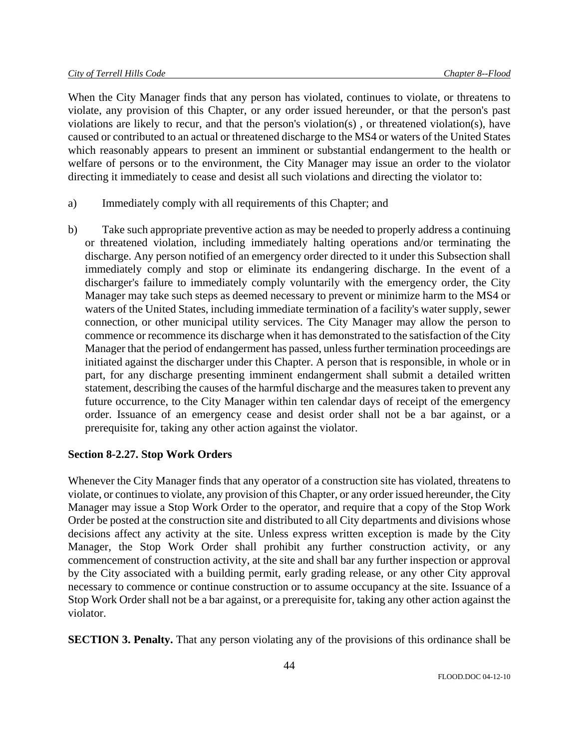When the City Manager finds that any person has violated, continues to violate, or threatens to violate, any provision of this Chapter, or any order issued hereunder, or that the person's past violations are likely to recur, and that the person's violation(s) , or threatened violation(s), have caused or contributed to an actual or threatened discharge to the MS4 or waters of the United States which reasonably appears to present an imminent or substantial endangerment to the health or welfare of persons or to the environment, the City Manager may issue an order to the violator directing it immediately to cease and desist all such violations and directing the violator to:

a) Immediately comply with all requirements of this Chapter; and

b) Take such appropriate preventive action as may be needed to properly address a continuing or threatened violation, including immediately halting operations and/or terminating the discharge. Any person notified of an emergency order directed to it under this Subsection shall immediately comply and stop or eliminate its endangering discharge. In the event of a discharger's failure to immediately comply voluntarily with the emergency order, the City Manager may take such steps as deemed necessary to prevent or minimize harm to the MS4 or waters of the United States, including immediate termination of a facility's water supply, sewer connection, or other municipal utility services. The City Manager may allow the person to commence or recommence its discharge when it has demonstrated to the satisfaction of the City Manager that the period of endangerment has passed, unless further termination proceedings are initiated against the discharger under this Chapter. A person that is responsible, in whole or in part, for any discharge presenting imminent endangerment shall submit a detailed written statement, describing the causes of the harmful discharge and the measures taken to prevent any future occurrence, to the City Manager within ten calendar days of receipt of the emergency order. Issuance of an emergency cease and desist order shall not be a bar against, or a prerequisite for, taking any other action against the violator.

**Section 8-2.27. Stop Work Orders**

Whenever the City Manager finds that any operator of a construction site has violated, threatens to violate, or continues to violate, any provision of this Chapter, or any order issued hereunder, the City Manager may issue a Stop Work Order to the operator, and require that a copy of the Stop Work Order be posted at the construction site and distributed to all City departments and divisions whose decisions affect any activity at the site. Unless express written exception is made by the City Manager, the Stop Work Order shall prohibit any further construction activity, or any commencement of construction activity, at the site and shall bar any further inspection or approval by the City associated with a building permit, early grading release, or any other City approval necessary to commence or continue construction or to assume occupancy at the site. Issuance of a Stop Work Order shall not be a bar against, or a prerequisite for, taking any other action against the violator.

**SECTION 3. Penalty.** That any person violating any of the provisions of this ordinance shall be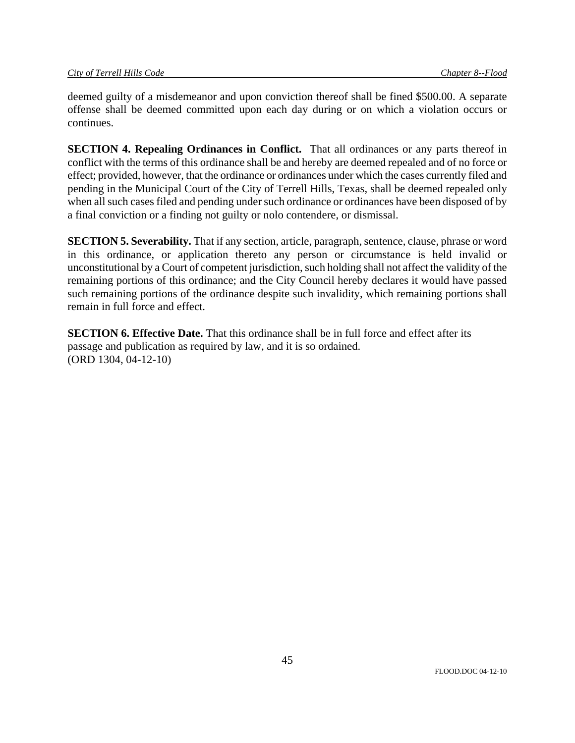deemed guilty of a misdemeanor and upon conviction thereof shall be fined $500.00. A separate offense shall be deemed committed upon each day during or on which a violation occurs or continues.

**SECTION 4. Repealing Ordinances in Conflict.** That all ordinances or any parts thereof in conflict with the terms of this ordinance shall be and hereby are deemed repealed and of no force or effect; provided, however, that the ordinance or ordinances under which the cases currently filed and pending in the Municipal Court of the City of Terrell Hills, Texas, shall be deemed repealed only when all such cases filed and pending under such ordinance or ordinances have been disposed of by a final conviction or a finding not guilty or nolo contendere, or dismissal.

**SECTION 5. Severability.** That if any section, article, paragraph, sentence, clause, phrase or word in this ordinance, or application thereto any person or circumstance is held invalid or unconstitutional by a Court of competent jurisdiction, such holding shall not affect the validity of the remaining portions of this ordinance; and the City Council hereby declares it would have passed such remaining portions of the ordinance despite such invalidity, which remaining portions shall remain in full force and effect.

**SECTION 6. Effective Date.** That this ordinance shall be in full force and effect after its passage and publication as required by law, and it is so ordained.
(ORD 1304, 04-12-10)